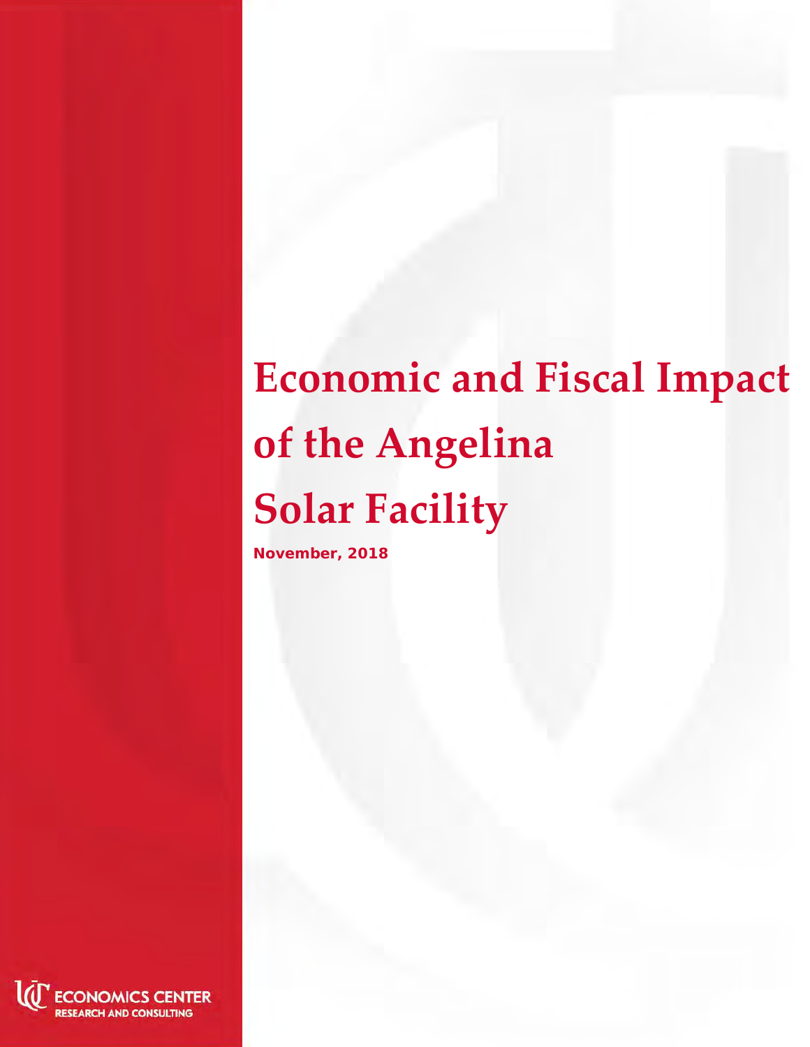# Economic and Fiscal Impact of the Angelina Solar Facility

**November, 2018**

ECONOMICS CENTER
RESEARCH AND CONSULTING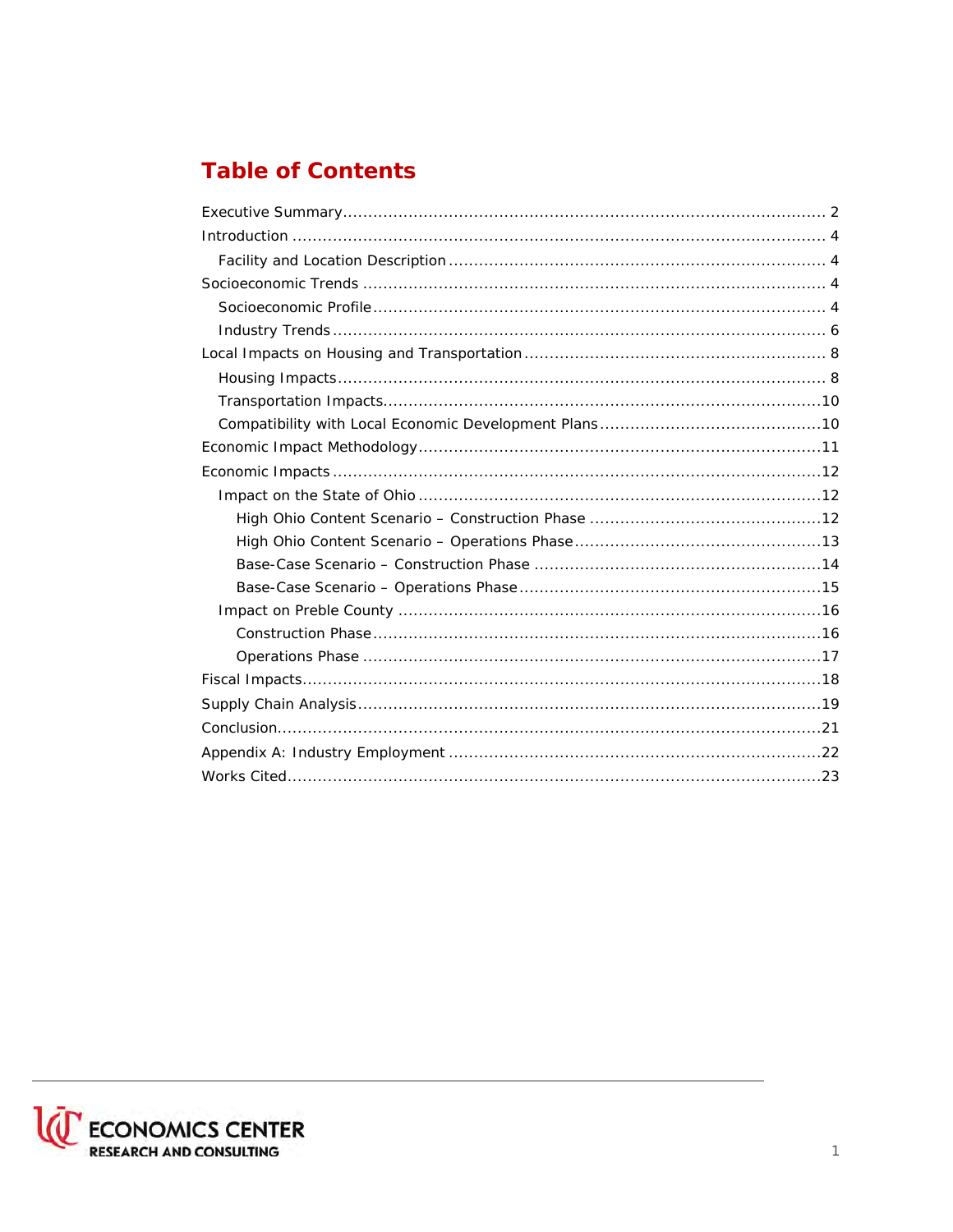# Table of Contents

- Executive Summary ..... 2
- Introduction ..... 4
  - Facility and Location Description ..... 4
- Socioeconomic Trends ..... 4
  - Socioeconomic Profile ..... 4
  - Industry Trends ..... 6
- Local Impacts on Housing and Transportation ..... 8
  - Housing Impacts ..... 8
  - Transportation Impacts ..... 10
  - Compatibility with Local Economic Development Plans ..... 10
- Economic Impact Methodology ..... 11
- Economic Impacts ..... 12
  - Impact on the State of Ohio ..... 12
    - High Ohio Content Scenario – Construction Phase ..... 12
    - High Ohio Content Scenario – Operations Phase ..... 13
    - Base-Case Scenario – Construction Phase ..... 14
    - Base-Case Scenario – Operations Phase ..... 15
  - Impact on Preble County ..... 16
    - Construction Phase ..... 16
    - Operations Phase ..... 17
- Fiscal Impacts ..... 18
- Supply Chain Analysis ..... 19
- Conclusion ..... 21
- Appendix A: Industry Employment ..... 22
- Works Cited ..... 23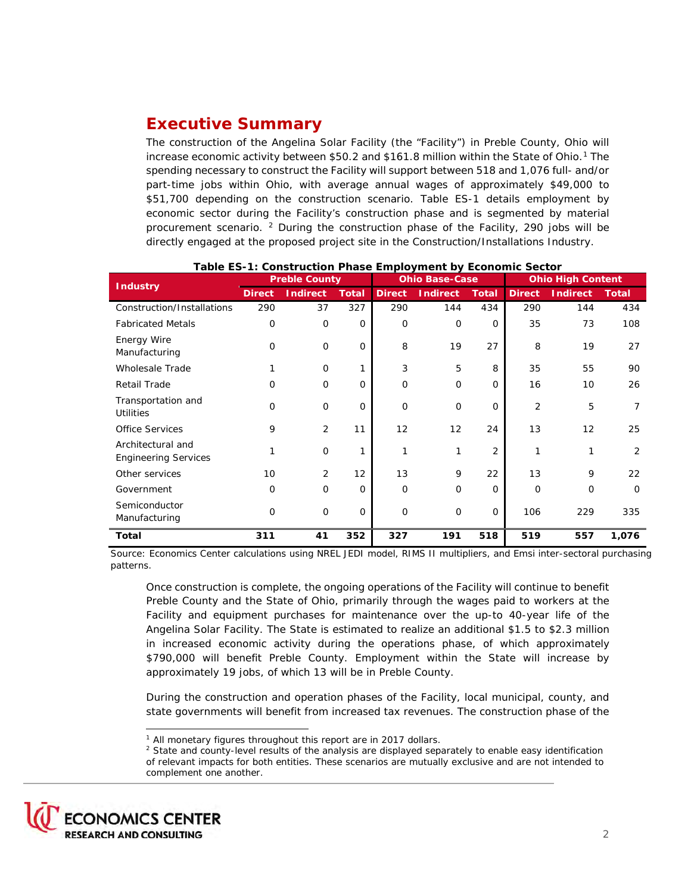## Executive Summary

The construction of the Angelina Solar Facility (the "Facility") in Preble County, Ohio will increase economic activity between $50.2 and $161.8 million within the State of Ohio.[1] The spending necessary to construct the Facility will support between 518 and 1,076 full- and/or part-time jobs within Ohio, with average annual wages of approximately $49,000 to $51,700 depending on the construction scenario. Table ES-1 details employment by economic sector during the Facility's construction phase and is segmented by material procurement scenario. [2] During the construction phase of the Facility, 290 jobs will be directly engaged at the proposed project site in the Construction/Installations Industry.

**Table ES-1: Construction Phase Employment by Economic Sector**

| Industry | Preble County | | | Ohio Base-Case | | | Ohio High Content | | |
|---|---|---|---|---|---|---|---|---|---|
| | Direct | Indirect | Total | Direct | Indirect | Total | Direct | Indirect | Total |
| Construction/Installations | 290 | 37 | 327 | 290 | 144 | 434 | 290 | 144 | 434 |
| Fabricated Metals | 0 | 0 | 0 | 0 | 0 | 0 | 35 | 73 | 108 |
| Energy Wire Manufacturing | 0 | 0 | 0 | 8 | 19 | 27 | 8 | 19 | 27 |
| Wholesale Trade | 1 | 0 | 1 | 3 | 5 | 8 | 35 | 55 | 90 |
| Retail Trade | 0 | 0 | 0 | 0 | 0 | 0 | 16 | 10 | 26 |
| Transportation and Utilities | 0 | 0 | 0 | 0 | 0 | 0 | 2 | 5 | 7 |
| Office Services | 9 | 2 | 11 | 12 | 12 | 24 | 13 | 12 | 25 |
| Architectural and Engineering Services | 1 | 0 | 1 | 1 | 1 | 2 | 1 | 1 | 2 |
| Other services | 10 | 2 | 12 | 13 | 9 | 22 | 13 | 9 | 22 |
| Government | 0 | 0 | 0 | 0 | 0 | 0 | 0 | 0 | 0 |
| Semiconductor Manufacturing | 0 | 0 | 0 | 0 | 0 | 0 | 106 | 229 | 335 |
| **Total** | **311** | **41** | **352** | **327** | **191** | **518** | **519** | **557** | **1,076** |

Source: Economics Center calculations using NREL JEDI model, RIMS II multipliers, and Emsi inter-sectoral purchasing patterns.

Once construction is complete, the ongoing operations of the Facility will continue to benefit Preble County and the State of Ohio, primarily through the wages paid to workers at the Facility and equipment purchases for maintenance over the up-to 40-year life of the Angelina Solar Facility. The State is estimated to realize an additional $1.5 to $2.3 million in increased economic activity during the operations phase, of which approximately $790,000 will benefit Preble County. Employment within the State will increase by approximately 19 jobs, of which 13 will be in Preble County.

During the construction and operation phases of the Facility, local municipal, county, and state governments will benefit from increased tax revenues. The construction phase of the

[1] All monetary figures throughout this report are in 2017 dollars.

[2] State and county-level results of the analysis are displayed separately to enable easy identification of relevant impacts for both entities. These scenarios are mutually exclusive and are not intended to complement one another.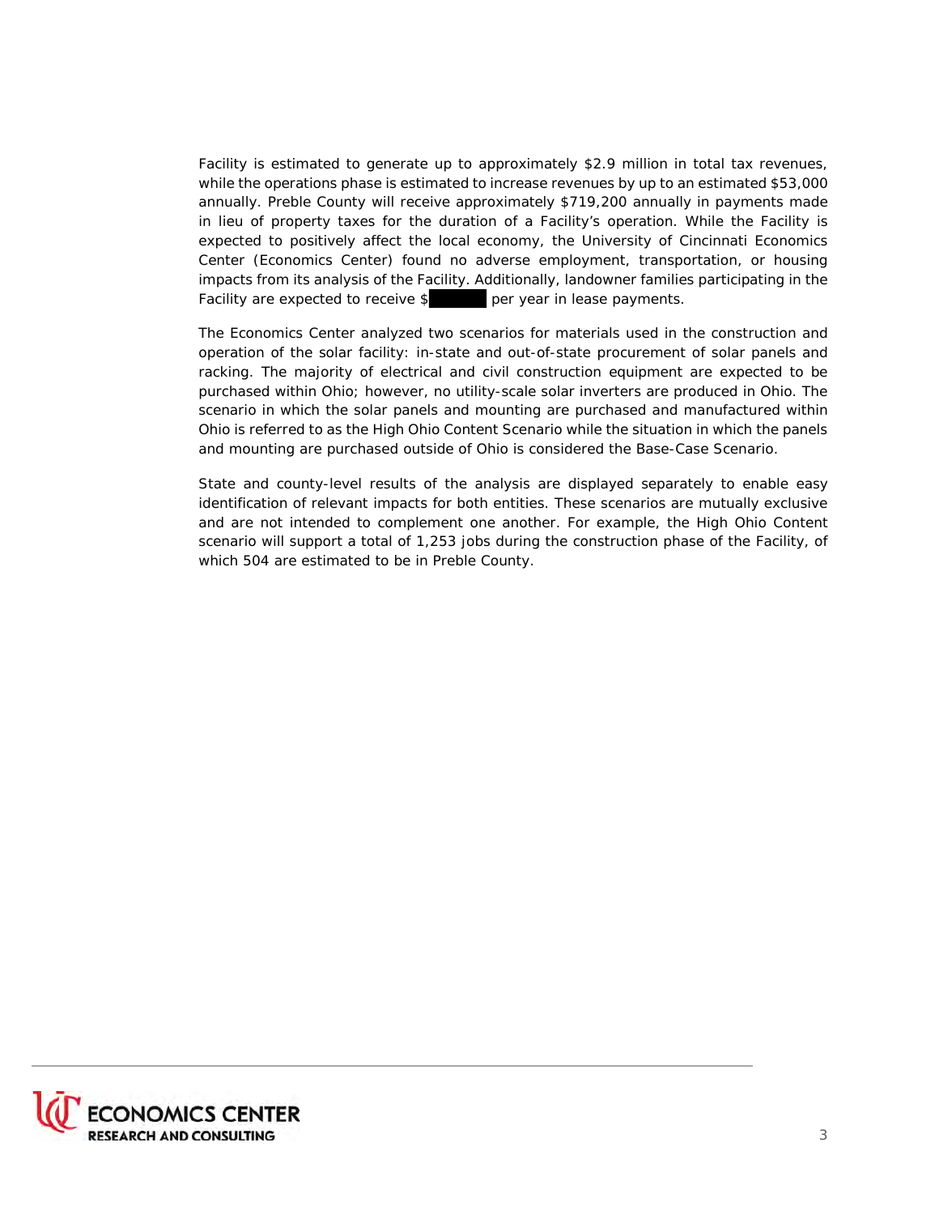Facility is estimated to generate up to approximately $2.9 million in total tax revenues, while the operations phase is estimated to increase revenues by up to an estimated $53,000 annually. Preble County will receive approximately $719,200 annually in payments made in lieu of property taxes for the duration of a Facility's operation. While the Facility is expected to positively affect the local economy, the University of Cincinnati Economics Center (Economics Center) found no adverse employment, transportation, or housing impacts from its analysis of the Facility. Additionally, landowner families participating in the Facility are expected to receive $ per year in lease payments.

The Economics Center analyzed two scenarios for materials used in the construction and operation of the solar facility: in-state and out-of-state procurement of solar panels and racking. The majority of electrical and civil construction equipment are expected to be purchased within Ohio; however, no utility-scale solar inverters are produced in Ohio. The scenario in which the solar panels and mounting are purchased and manufactured within Ohio is referred to as the High Ohio Content Scenario while the situation in which the panels and mounting are purchased outside of Ohio is considered the Base-Case Scenario.

State and county-level results of the analysis are displayed separately to enable easy identification of relevant impacts for both entities. These scenarios are mutually exclusive and are not intended to complement one another. For example, the High Ohio Content scenario will support a total of 1,253 jobs during the construction phase of the Facility, of which 504 are estimated to be in Preble County.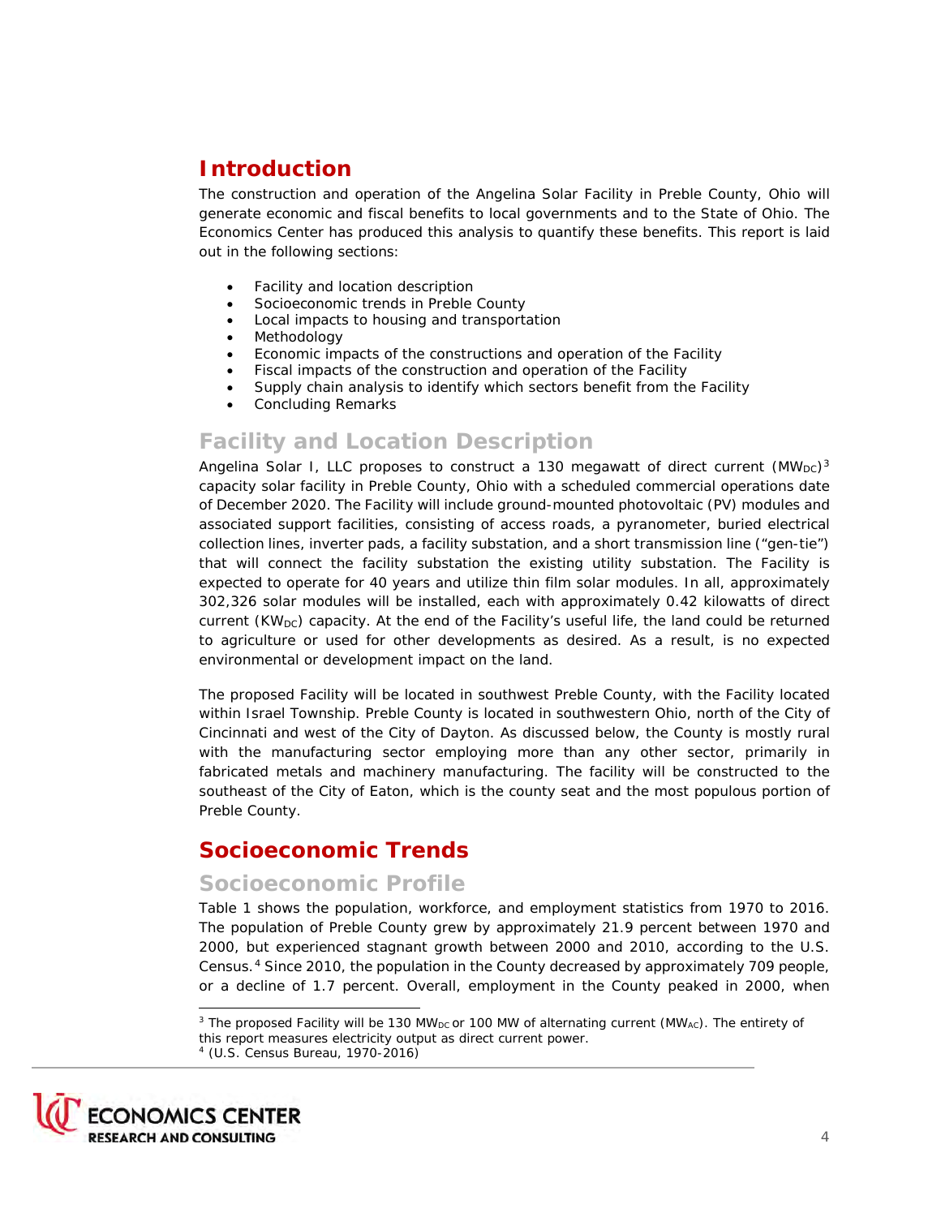## Introduction

The construction and operation of the Angelina Solar Facility in Preble County, Ohio will generate economic and fiscal benefits to local governments and to the State of Ohio. The Economics Center has produced this analysis to quantify these benefits. This report is laid out in the following sections:

- Facility and location description
- Socioeconomic trends in Preble County
- Local impacts to housing and transportation
- Methodology
- Economic impacts of the constructions and operation of the Facility
- Fiscal impacts of the construction and operation of the Facility
- Supply chain analysis to identify which sectors benefit from the Facility
- Concluding Remarks

### Facility and Location Description

Angelina Solar I, LLC proposes to construct a 130 megawatt of direct current ($MW_{DC}$)[3] capacity solar facility in Preble County, Ohio with a scheduled commercial operations date of December 2020. The Facility will include ground-mounted photovoltaic (PV) modules and associated support facilities, consisting of access roads, a pyranometer, buried electrical collection lines, inverter pads, a facility substation, and a short transmission line ("gen-tie") that will connect the facility substation the existing utility substation. The Facility is expected to operate for 40 years and utilize thin film solar modules. In all, approximately 302,326 solar modules will be installed, each with approximately 0.42 kilowatts of direct current ($KW_{DC}$) capacity. At the end of the Facility's useful life, the land could be returned to agriculture or used for other developments as desired. As a result, is no expected environmental or development impact on the land.

The proposed Facility will be located in southwest Preble County, with the Facility located within Israel Township. Preble County is located in southwestern Ohio, north of the City of Cincinnati and west of the City of Dayton. As discussed below, the County is mostly rural with the manufacturing sector employing more than any other sector, primarily in fabricated metals and machinery manufacturing. The facility will be constructed to the southeast of the City of Eaton, which is the county seat and the most populous portion of Preble County.

## Socioeconomic Trends

### Socioeconomic Profile

Table 1 shows the population, workforce, and employment statistics from 1970 to 2016. The population of Preble County grew by approximately 21.9 percent between 1970 and 2000, but experienced stagnant growth between 2000 and 2010, according to the U.S. Census.[4] Since 2010, the population in the County decreased by approximately 709 people, or a decline of 1.7 percent. Overall, employment in the County peaked in 2000, when

[3] The proposed Facility will be 130 $MW_{DC}$ or 100 MW of alternating current ($MW_{AC}$). The entirety of this report measures electricity output as direct current power.

[4] (U.S. Census Bureau, 1970-2016)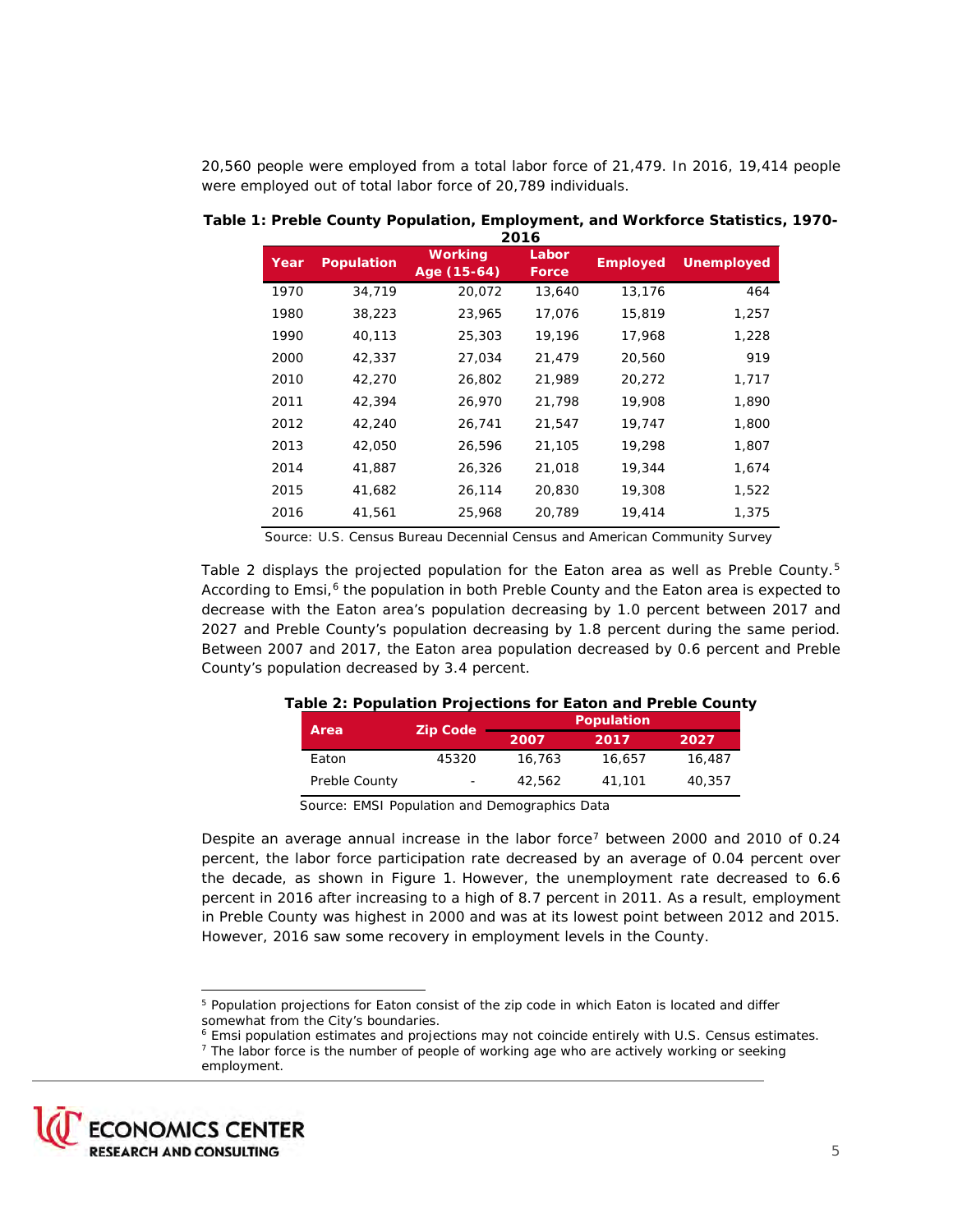20,560 people were employed from a total labor force of 21,479. In 2016, 19,414 people were employed out of total labor force of 20,789 individuals.

**Table 1: Preble County Population, Employment, and Workforce Statistics, 1970-2016**

| Year | Population | Working Age (15-64) | Labor Force | Employed | Unemployed |
|---|---|---|---|---|---|
| 1970 | 34,719 | 20,072 | 13,640 | 13,176 | 464 |
| 1980 | 38,223 | 23,965 | 17,076 | 15,819 | 1,257 |
| 1990 | 40,113 | 25,303 | 19,196 | 17,968 | 1,228 |
| 2000 | 42,337 | 27,034 | 21,479 | 20,560 | 919 |
| 2010 | 42,270 | 26,802 | 21,989 | 20,272 | 1,717 |
| 2011 | 42,394 | 26,970 | 21,798 | 19,908 | 1,890 |
| 2012 | 42,240 | 26,741 | 21,547 | 19,747 | 1,800 |
| 2013 | 42,050 | 26,596 | 21,105 | 19,298 | 1,807 |
| 2014 | 41,887 | 26,326 | 21,018 | 19,344 | 1,674 |
| 2015 | 41,682 | 26,114 | 20,830 | 19,308 | 1,522 |
| 2016 | 41,561 | 25,968 | 20,789 | 19,414 | 1,375 |

Source: U.S. Census Bureau Decennial Census and American Community Survey

Table 2 displays the projected population for the Eaton area as well as Preble County.[5] According to Emsi,[6] the population in both Preble County and the Eaton area is expected to decrease with the Eaton area's population decreasing by 1.0 percent between 2017 and 2027 and Preble County's population decreasing by 1.8 percent during the same period. Between 2007 and 2017, the Eaton area population decreased by 0.6 percent and Preble County's population decreased by 3.4 percent.

**Table 2: Population Projections for Eaton and Preble County**

| Area | Zip Code | Population | | |
|---|---|---|---|---|
| | | 2007 | 2017 | 2027 |
| Eaton | 45320 | 16,763 | 16,657 | 16,487 |
| Preble County | - | 42,562 | 41,101 | 40,357 |

Source: EMSI Population and Demographics Data

Despite an average annual increase in the labor force[7] between 2000 and 2010 of 0.24 percent, the labor force participation rate decreased by an average of 0.04 percent over the decade, as shown in Figure 1. However, the unemployment rate decreased to 6.6 percent in 2016 after increasing to a high of 8.7 percent in 2011. As a result, employment in Preble County was highest in 2000 and was at its lowest point between 2012 and 2015. However, 2016 saw some recovery in employment levels in the County.

---

[5] Population projections for Eaton consist of the zip code in which Eaton is located and differ somewhat from the City's boundaries.

[6] Emsi population estimates and projections may not coincide entirely with U.S. Census estimates.

[7] The labor force is the number of people of working age who are actively working or seeking employment.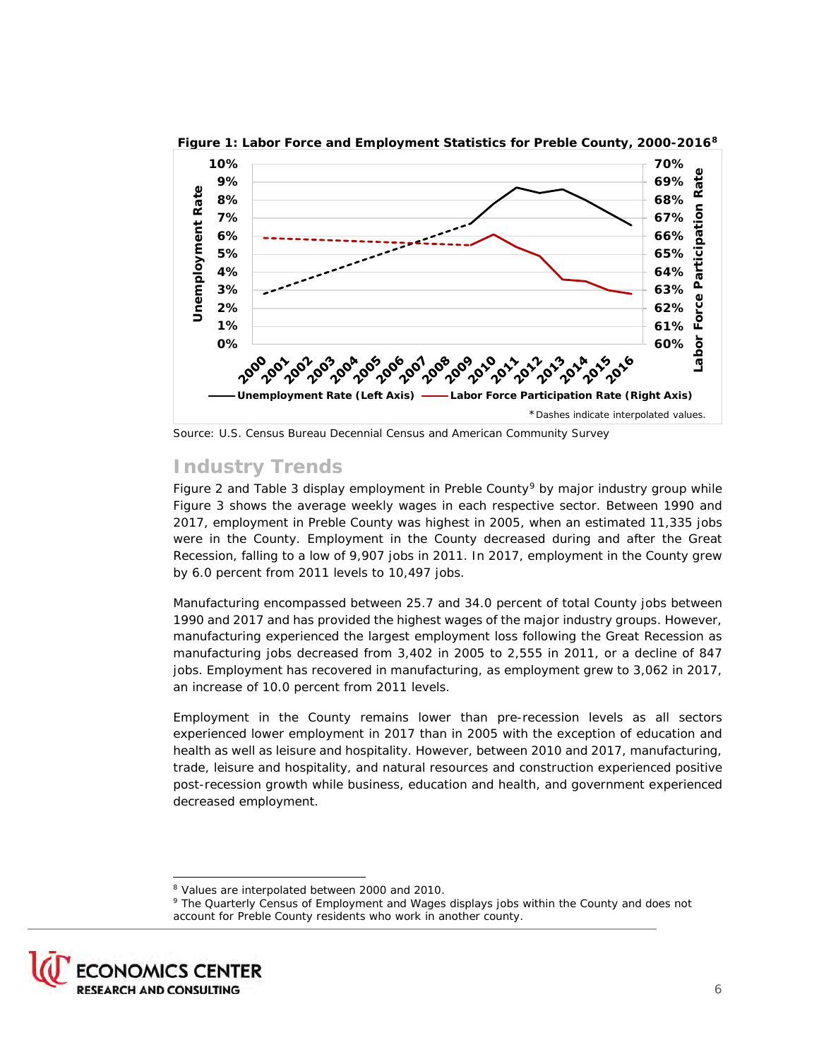**Figure 1: Labor Force and Employment Statistics for Preble County, 2000-2016**[8]

*Dashes indicate interpolated values.

Source: U.S. Census Bureau Decennial Census and American Community Survey

## Industry Trends

Figure 2 and Table 3 display employment in Preble County[9] by major industry group while Figure 3 shows the average weekly wages in each respective sector. Between 1990 and 2017, employment in Preble County was highest in 2005, when an estimated 11,335 jobs were in the County. Employment in the County decreased during and after the Great Recession, falling to a low of 9,907 jobs in 2011. In 2017, employment in the County grew by 6.0 percent from 2011 levels to 10,497 jobs.

Manufacturing encompassed between 25.7 and 34.0 percent of total County jobs between 1990 and 2017 and has provided the highest wages of the major industry groups. However, manufacturing experienced the largest employment loss following the Great Recession as manufacturing jobs decreased from 3,402 in 2005 to 2,555 in 2011, or a decline of 847 jobs. Employment has recovered in manufacturing, as employment grew to 3,062 in 2017, an increase of 10.0 percent from 2011 levels.

Employment in the County remains lower than pre-recession levels as all sectors experienced lower employment in 2017 than in 2005 with the exception of education and health as well as leisure and hospitality. However, between 2010 and 2017, manufacturing, trade, leisure and hospitality, and natural resources and construction experienced positive post-recession growth while business, education and health, and government experienced decreased employment.

[8] Values are interpolated between 2000 and 2010.

[9] The Quarterly Census of Employment and Wages displays jobs within the County and does not account for Preble County residents who work in another county.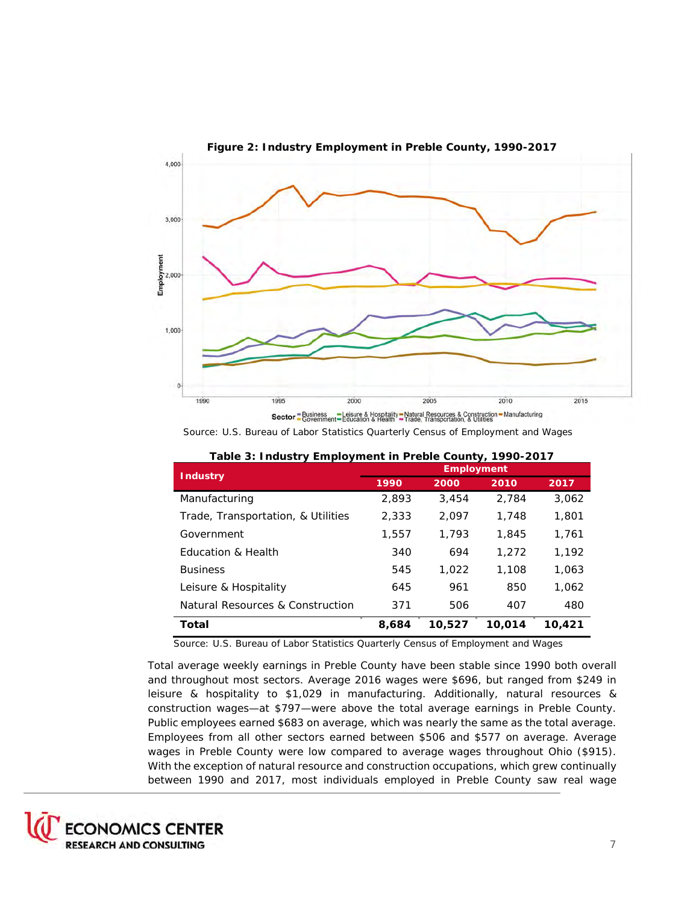**Figure 2: Industry Employment in Preble County, 1990-2017**

Source: U.S. Bureau of Labor Statistics Quarterly Census of Employment and Wages

**Table 3: Industry Employment in Preble County, 1990-2017**

| Industry | Employment | | | |
|---|---|---|---|---|
| | 1990 | 2000 | 2010 | 2017 |
| Manufacturing | 2,893 | 3,454 | 2,784 | 3,062 |
| Trade, Transportation, & Utilities | 2,333 | 2,097 | 1,748 | 1,801 |
| Government | 1,557 | 1,793 | 1,845 | 1,761 |
| Education & Health | 340 | 694 | 1,272 | 1,192 |
| Business | 545 | 1,022 | 1,108 | 1,063 |
| Leisure & Hospitality | 645 | 961 | 850 | 1,062 |
| Natural Resources & Construction | 371 | 506 | 407 | 480 |
| **Total** | **8,684** | **10,527** | **10,014** | **10,421** |

Source: U.S. Bureau of Labor Statistics Quarterly Census of Employment and Wages

Total average weekly earnings in Preble County have been stable since 1990 both overall and throughout most sectors. Average 2016 wages were $696, but ranged from $249 in leisure & hospitality to $1,029 in manufacturing. Additionally, natural resources & construction wages—at $797—were above the total average earnings in Preble County. Public employees earned $683 on average, which was nearly the same as the total average. Employees from all other sectors earned between $506 and $577 on average. Average wages in Preble County were low compared to average wages throughout Ohio ($915). With the exception of natural resource and construction occupations, which grew continually between 1990 and 2017, most individuals employed in Preble County saw real wage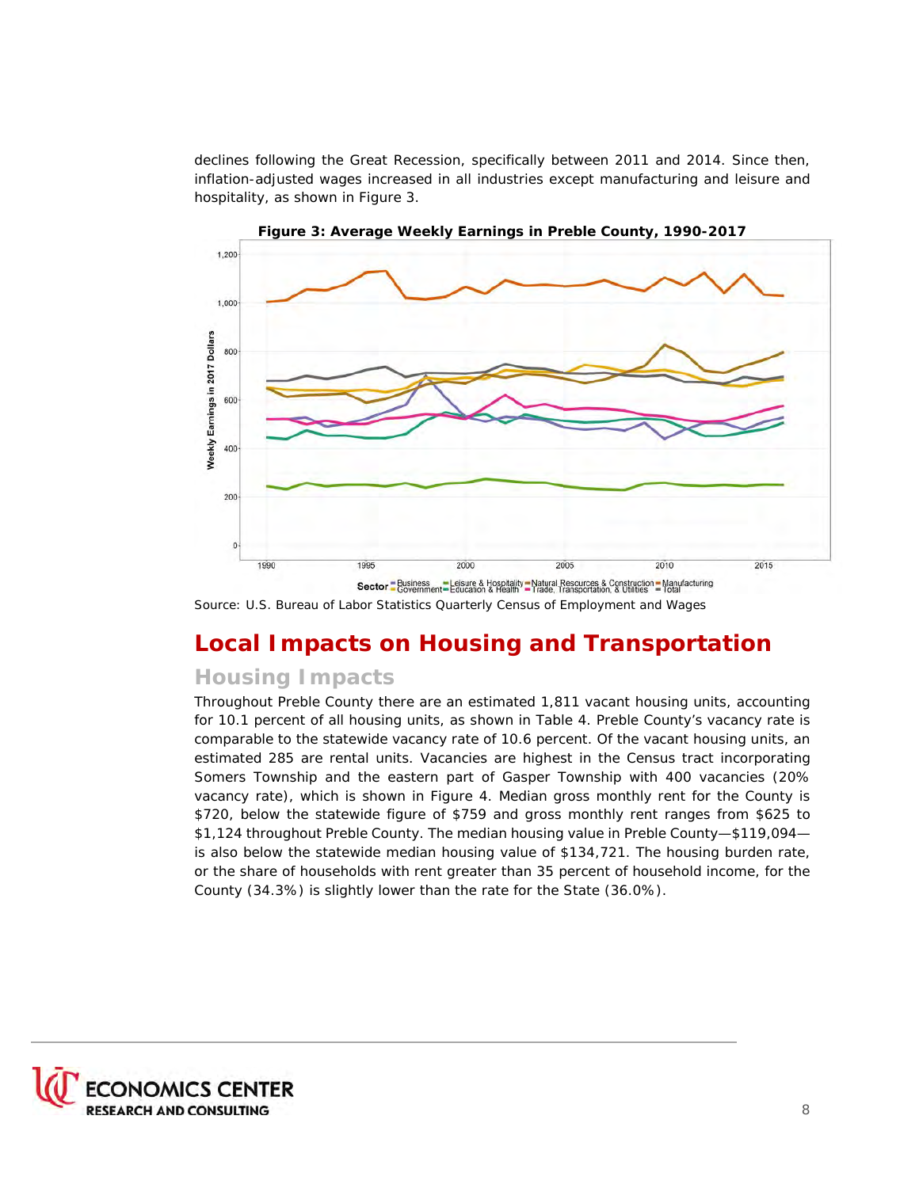declines following the Great Recession, specifically between 2011 and 2014. Since then, inflation-adjusted wages increased in all industries except manufacturing and leisure and hospitality, as shown in Figure 3.

**Figure 3: Average Weekly Earnings in Preble County, 1990-2017**

Source: U.S. Bureau of Labor Statistics Quarterly Census of Employment and Wages

## Local Impacts on Housing and Transportation

### Housing Impacts

Throughout Preble County there are an estimated 1,811 vacant housing units, accounting for 10.1 percent of all housing units, as shown in Table 4. Preble County's vacancy rate is comparable to the statewide vacancy rate of 10.6 percent. Of the vacant housing units, an estimated 285 are rental units. Vacancies are highest in the Census tract incorporating Somers Township and the eastern part of Gasper Township with 400 vacancies (20% vacancy rate), which is shown in Figure 4. Median gross monthly rent for the County is \$720, below the statewide figure of \$759 and gross monthly rent ranges from \$625 to \$1,124 throughout Preble County. The median housing value in Preble County—\$119,094—is also below the statewide median housing value of \$134,721. The housing burden rate, or the share of households with rent greater than 35 percent of household income, for the County (34.3%) is slightly lower than the rate for the State (36.0%).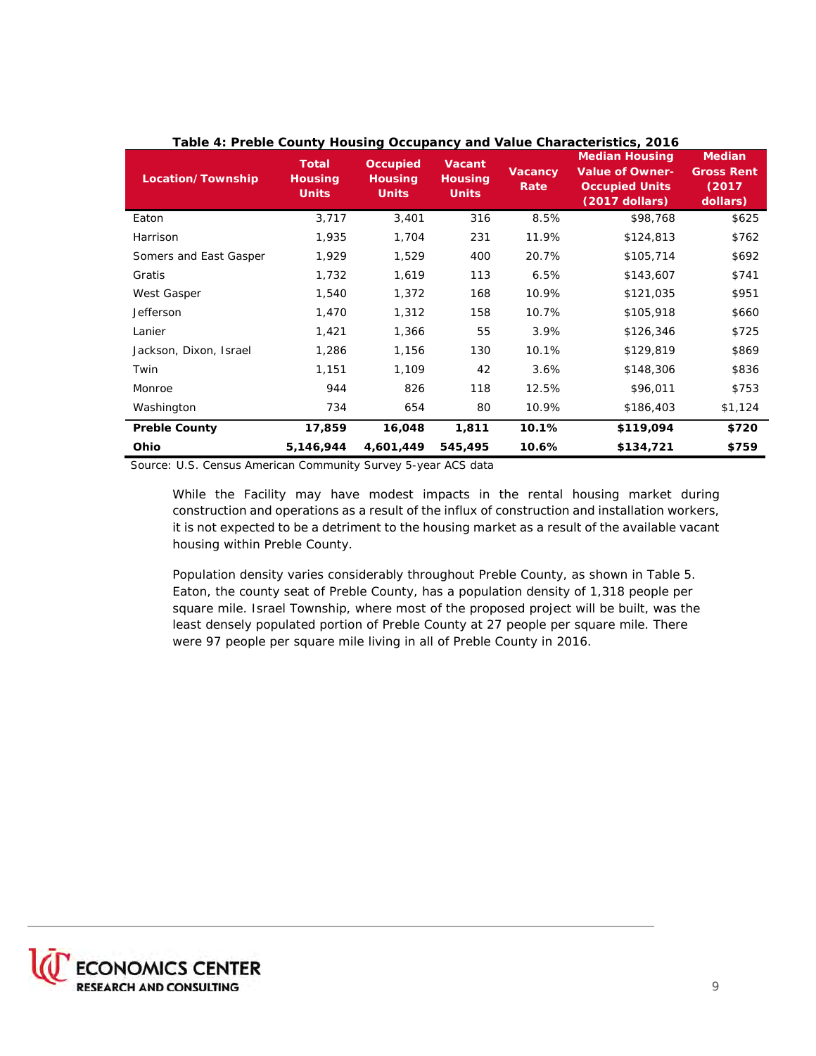**Table 4: Preble County Housing Occupancy and Value Characteristics, 2016**

| Location/Township | Total Housing Units | Occupied Housing Units | Vacant Housing Units | Vacancy Rate | Median Housing Value of Owner-Occupied Units (2017 dollars) | Median Gross Rent (2017 dollars) |
|---|---|---|---|---|---|---|
| Eaton | 3,717 | 3,401 | 316 | 8.5% | $98,768 | $625 |
| Harrison | 1,935 | 1,704 | 231 | 11.9% | $124,813 | $762 |
| Somers and East Gasper | 1,929 | 1,529 | 400 | 20.7% | $105,714 | $692 |
| Gratis | 1,732 | 1,619 | 113 | 6.5% | $143,607 | $741 |
| West Gasper | 1,540 | 1,372 | 168 | 10.9% | $121,035 | $951 |
| Jefferson | 1,470 | 1,312 | 158 | 10.7% | $105,918 | $660 |
| Lanier | 1,421 | 1,366 | 55 | 3.9% | $126,346 | $725 |
| Jackson, Dixon, Israel | 1,286 | 1,156 | 130 | 10.1% | $129,819 | $869 |
| Twin | 1,151 | 1,109 | 42 | 3.6% | $148,306 | $836 |
| Monroe | 944 | 826 | 118 | 12.5% | $96,011 | $753 |
| Washington | 734 | 654 | 80 | 10.9% | $186,403 | $1,124 |
| **Preble County** | **17,859** | **16,048** | **1,811** | **10.1%** | **$119,094** | **$720** |
| **Ohio** | **5,146,944** | **4,601,449** | **545,495** | **10.6%** | **$134,721** | **$759** |

Source: U.S. Census American Community Survey 5-year ACS data

While the Facility may have modest impacts in the rental housing market during construction and operations as a result of the influx of construction and installation workers, it is not expected to be a detriment to the housing market as a result of the available vacant housing within Preble County.

Population density varies considerably throughout Preble County, as shown in Table 5. Eaton, the county seat of Preble County, has a population density of 1,318 people per square mile. Israel Township, where most of the proposed project will be built, was the least densely populated portion of Preble County at 27 people per square mile. There were 97 people per square mile living in all of Preble County in 2016.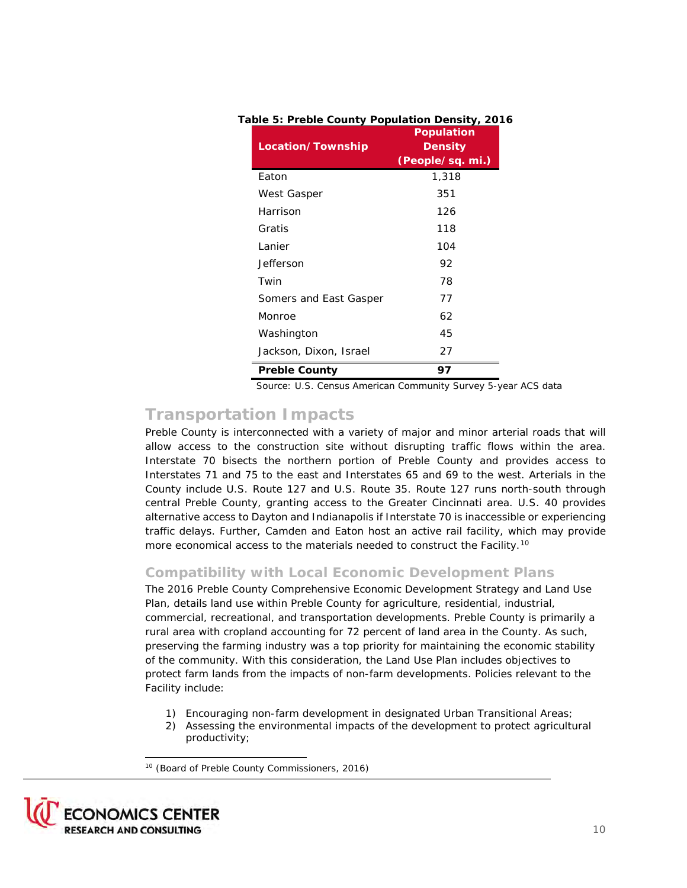**Table 5: Preble County Population Density, 2016**

| Location/Township | Population Density (People/sq. mi.) |
|---|---|
| Eaton | 1,318 |
| West Gasper | 351 |
| Harrison | 126 |
| Gratis | 118 |
| Lanier | 104 |
| Jefferson | 92 |
| Twin | 78 |
| Somers and East Gasper | 77 |
| Monroe | 62 |
| Washington | 45 |
| Jackson, Dixon, Israel | 27 |
| **Preble County** | **97** |

Source: U.S. Census American Community Survey 5-year ACS data

## Transportation Impacts

Preble County is interconnected with a variety of major and minor arterial roads that will allow access to the construction site without disrupting traffic flows within the area. Interstate 70 bisects the northern portion of Preble County and provides access to Interstates 71 and 75 to the east and Interstates 65 and 69 to the west. Arterials in the County include U.S. Route 127 and U.S. Route 35. Route 127 runs north-south through central Preble County, granting access to the Greater Cincinnati area. U.S. 40 provides alternative access to Dayton and Indianapolis if Interstate 70 is inaccessible or experiencing traffic delays. Further, Camden and Eaton host an active rail facility, which may provide more economical access to the materials needed to construct the Facility.[10]

## Compatibility with Local Economic Development Plans

The 2016 Preble County Comprehensive Economic Development Strategy and Land Use Plan, details land use within Preble County for agriculture, residential, industrial, commercial, recreational, and transportation developments. Preble County is primarily a rural area with cropland accounting for 72 percent of land area in the County. As such, preserving the farming industry was a top priority for maintaining the economic stability of the community. With this consideration, the Land Use Plan includes objectives to protect farm lands from the impacts of non-farm developments. Policies relevant to the Facility include:

1) Encouraging non-farm development in designated Urban Transitional Areas;
2) Assessing the environmental impacts of the development to protect agricultural productivity;

[10] (Board of Preble County Commissioners, 2016)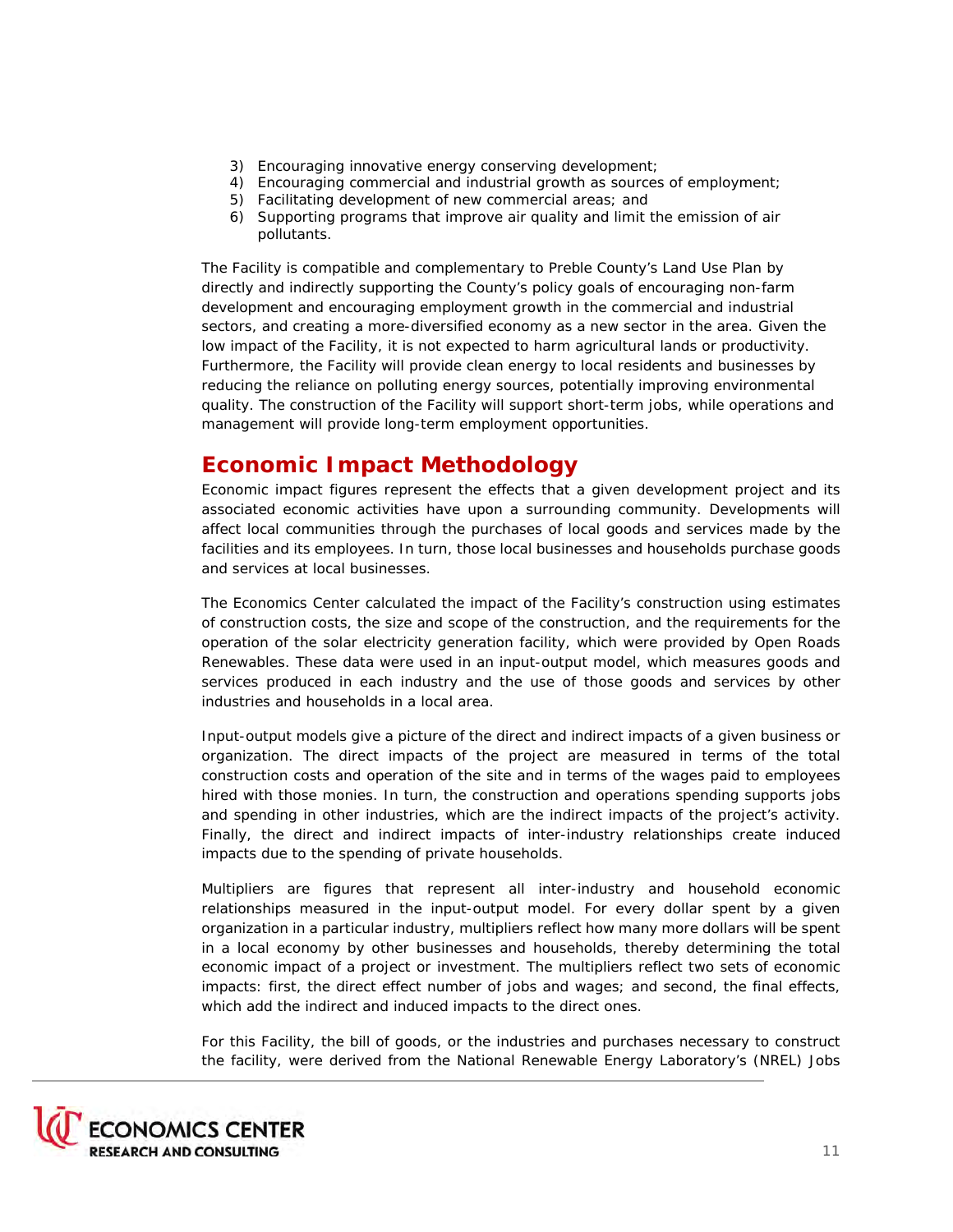3) Encouraging innovative energy conserving development;
4) Encouraging commercial and industrial growth as sources of employment;
5) Facilitating development of new commercial areas; and
6) Supporting programs that improve air quality and limit the emission of air pollutants.

The Facility is compatible and complementary to Preble County's Land Use Plan by directly and indirectly supporting the County's policy goals of encouraging non-farm development and encouraging employment growth in the commercial and industrial sectors, and creating a more-diversified economy as a new sector in the area. Given the low impact of the Facility, it is not expected to harm agricultural lands or productivity. Furthermore, the Facility will provide clean energy to local residents and businesses by reducing the reliance on polluting energy sources, potentially improving environmental quality. The construction of the Facility will support short-term jobs, while operations and management will provide long-term employment opportunities.

## Economic Impact Methodology

Economic impact figures represent the effects that a given development project and its associated economic activities have upon a surrounding community. Developments will affect local communities through the purchases of local goods and services made by the facilities and its employees. In turn, those local businesses and households purchase goods and services at local businesses.

The Economics Center calculated the impact of the Facility's construction using estimates of construction costs, the size and scope of the construction, and the requirements for the operation of the solar electricity generation facility, which were provided by Open Roads Renewables. These data were used in an input-output model, which measures goods and services produced in each industry and the use of those goods and services by other industries and households in a local area.

Input-output models give a picture of the direct and indirect impacts of a given business or organization. The direct impacts of the project are measured in terms of the total construction costs and operation of the site and in terms of the wages paid to employees hired with those monies. In turn, the construction and operations spending supports jobs and spending in other industries, which are the indirect impacts of the project's activity. Finally, the direct and indirect impacts of inter-industry relationships create induced impacts due to the spending of private households.

Multipliers are figures that represent all inter-industry and household economic relationships measured in the input-output model. For every dollar spent by a given organization in a particular industry, multipliers reflect how many more dollars will be spent in a local economy by other businesses and households, thereby determining the total economic impact of a project or investment. The multipliers reflect two sets of economic impacts: first, the direct effect number of jobs and wages; and second, the final effects, which add the indirect and induced impacts to the direct ones.

For this Facility, the bill of goods, or the industries and purchases necessary to construct the facility, were derived from the National Renewable Energy Laboratory's (NREL) Jobs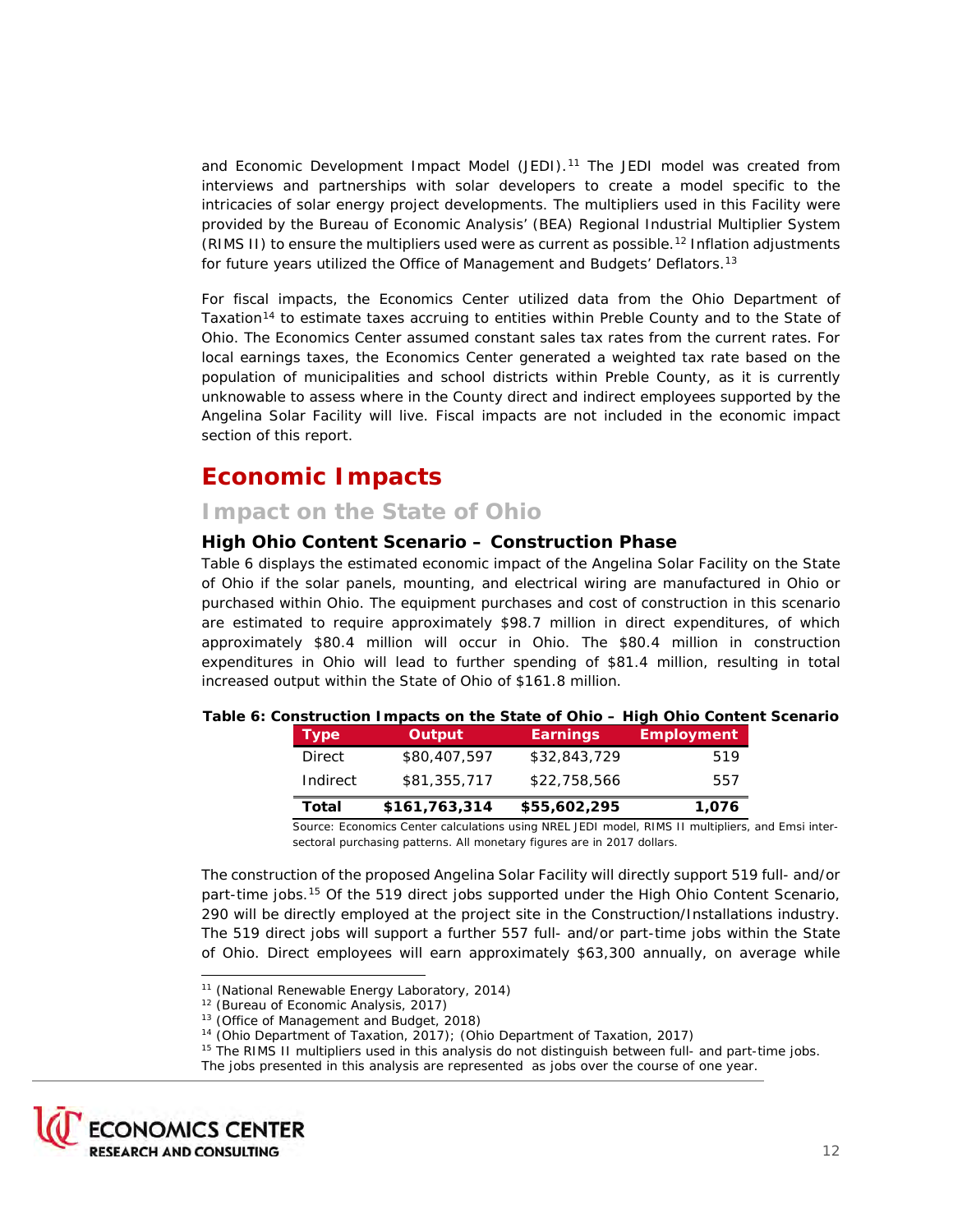and Economic Development Impact Model (JEDI).[11] The JEDI model was created from interviews and partnerships with solar developers to create a model specific to the intricacies of solar energy project developments. The multipliers used in this Facility were provided by the Bureau of Economic Analysis' (BEA) Regional Industrial Multiplier System (RIMS II) to ensure the multipliers used were as current as possible.[12] Inflation adjustments for future years utilized the Office of Management and Budgets' Deflators.[13]

For fiscal impacts, the Economics Center utilized data from the Ohio Department of Taxation[14] to estimate taxes accruing to entities within Preble County and to the State of Ohio. The Economics Center assumed constant sales tax rates from the current rates. For local earnings taxes, the Economics Center generated a weighted tax rate based on the population of municipalities and school districts within Preble County, as it is currently unknowable to assess where in the County direct and indirect employees supported by the Angelina Solar Facility will live. Fiscal impacts are not included in the economic impact section of this report.

# Economic Impacts

## Impact on the State of Ohio

### High Ohio Content Scenario – Construction Phase

Table 6 displays the estimated economic impact of the Angelina Solar Facility on the State of Ohio if the solar panels, mounting, and electrical wiring are manufactured in Ohio or purchased within Ohio. The equipment purchases and cost of construction in this scenario are estimated to require approximately $98.7 million in direct expenditures, of which approximately $80.4 million will occur in Ohio. The $80.4 million in construction expenditures in Ohio will lead to further spending of $81.4 million, resulting in total increased output within the State of Ohio of $161.8 million.

**Table 6: Construction Impacts on the State of Ohio – High Ohio Content Scenario**

| Type | Output | Earnings | Employment |
|---|---|---|---|
| Direct | $80,407,597 | $32,843,729 | 519 |
| Indirect | $81,355,717 | $22,758,566 | 557 |
| **Total** | **$161,763,314** | **$55,602,295** | **1,076** |

Source: Economics Center calculations using NREL JEDI model, RIMS II multipliers, and Emsi inter-sectoral purchasing patterns. All monetary figures are in 2017 dollars.

The construction of the proposed Angelina Solar Facility will directly support 519 full- and/or part-time jobs.[15] Of the 519 direct jobs supported under the High Ohio Content Scenario, 290 will be directly employed at the project site in the Construction/Installations industry. The 519 direct jobs will support a further 557 full- and/or part-time jobs within the State of Ohio. Direct employees will earn approximately $63,300 annually, on average while

---

[11] (National Renewable Energy Laboratory, 2014)

[12] (Bureau of Economic Analysis, 2017)

[13] (Office of Management and Budget, 2018)

[14] (Ohio Department of Taxation, 2017); (Ohio Department of Taxation, 2017)

[15] The RIMS II multipliers used in this analysis do not distinguish between full- and part-time jobs. The jobs presented in this analysis are represented as jobs over the course of one year.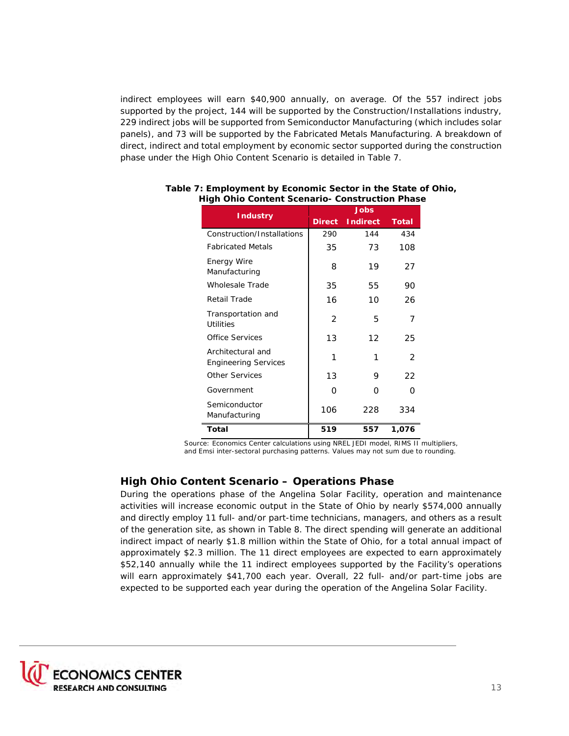indirect employees will earn $40,900 annually, on average. Of the 557 indirect jobs supported by the project, 144 will be supported by the Construction/Installations industry, 229 indirect jobs will be supported from Semiconductor Manufacturing (which includes solar panels), and 73 will be supported by the Fabricated Metals Manufacturing. A breakdown of direct, indirect and total employment by economic sector supported during the construction phase under the High Ohio Content Scenario is detailed in Table 7.

**Table 7: Employment by Economic Sector in the State of Ohio, High Ohio Content Scenario- Construction Phase**

| Industry | Jobs | | |
|---|---|---|---|
| | Direct | Indirect | Total |
| Construction/Installations | 290 | 144 | 434 |
| Fabricated Metals | 35 | 73 | 108 |
| Energy Wire Manufacturing | 8 | 19 | 27 |
| Wholesale Trade | 35 | 55 | 90 |
| Retail Trade | 16 | 10 | 26 |
| Transportation and Utilities | 2 | 5 | 7 |
| Office Services | 13 | 12 | 25 |
| Architectural and Engineering Services | 1 | 1 | 2 |
| Other Services | 13 | 9 | 22 |
| Government | 0 | 0 | 0 |
| Semiconductor Manufacturing | 106 | 228 | 334 |
| **Total** | **519** | **557** | **1,076** |

Source: Economics Center calculations using NREL JEDI model, RIMS II multipliers, and Emsi inter-sectoral purchasing patterns. Values may not sum due to rounding.

## High Ohio Content Scenario – Operations Phase

During the operations phase of the Angelina Solar Facility, operation and maintenance activities will increase economic output in the State of Ohio by nearly $574,000 annually and directly employ 11 full- and/or part-time technicians, managers, and others as a result of the generation site, as shown in Table 8. The direct spending will generate an additional indirect impact of nearly $1.8 million within the State of Ohio, for a total annual impact of approximately $2.3 million. The 11 direct employees are expected to earn approximately $52,140 annually while the 11 indirect employees supported by the Facility's operations will earn approximately $41,700 each year. Overall, 22 full- and/or part-time jobs are expected to be supported each year during the operation of the Angelina Solar Facility.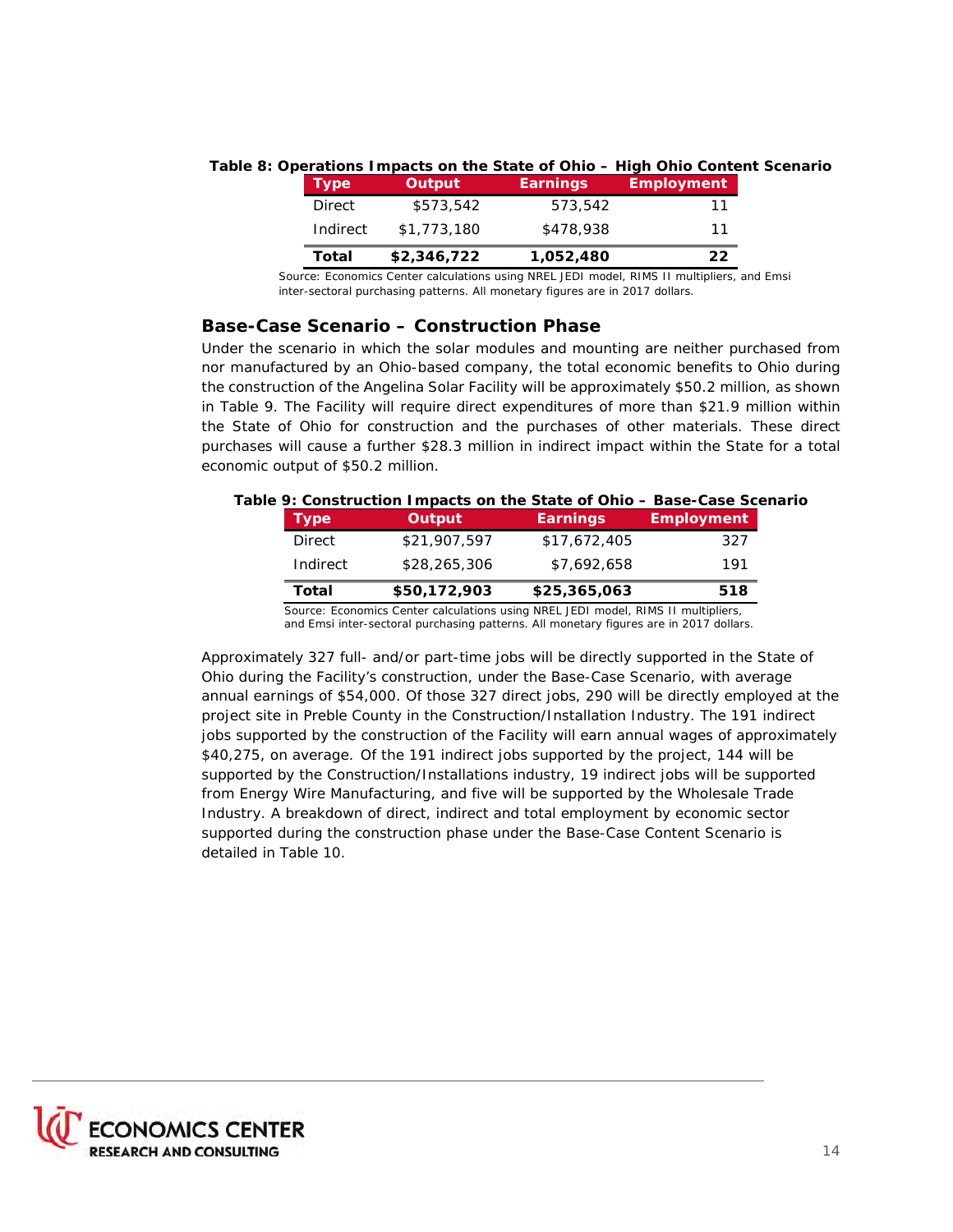**Table 8: Operations Impacts on the State of Ohio – High Ohio Content Scenario**

| Type | Output | Earnings | Employment |
|---|---|---|---|
| Direct | $573,542 | 573,542 | 11 |
| Indirect | $1,773,180 | $478,938 | 11 |
| **Total** | **$2,346,722** | **1,052,480** | **22** |

Source: Economics Center calculations using NREL JEDI model, RIMS II multipliers, and Emsi inter-sectoral purchasing patterns. All monetary figures are in 2017 dollars.

## Base-Case Scenario – Construction Phase

Under the scenario in which the solar modules and mounting are neither purchased from nor manufactured by an Ohio-based company, the total economic benefits to Ohio during the construction of the Angelina Solar Facility will be approximately $50.2 million, as shown in Table 9. The Facility will require direct expenditures of more than $21.9 million within the State of Ohio for construction and the purchases of other materials. These direct purchases will cause a further $28.3 million in indirect impact within the State for a total economic output of $50.2 million.

**Table 9: Construction Impacts on the State of Ohio – Base-Case Scenario**

| Type | Output | Earnings | Employment |
|---|---|---|---|
| Direct | $21,907,597 | $17,672,405 | 327 |
| Indirect | $28,265,306 | $7,692,658 | 191 |
| **Total** | **$50,172,903** | **$25,365,063** | **518** |

Source: Economics Center calculations using NREL JEDI model, RIMS II multipliers, and Emsi inter-sectoral purchasing patterns. All monetary figures are in 2017 dollars.

Approximately 327 full- and/or part-time jobs will be directly supported in the State of Ohio during the Facility's construction, under the Base-Case Scenario, with average annual earnings of $54,000. Of those 327 direct jobs, 290 will be directly employed at the project site in Preble County in the Construction/Installation Industry. The 191 indirect jobs supported by the construction of the Facility will earn annual wages of approximately $40,275, on average. Of the 191 indirect jobs supported by the project, 144 will be supported by the Construction/Installations industry, 19 indirect jobs will be supported from Energy Wire Manufacturing, and five will be supported by the Wholesale Trade Industry. A breakdown of direct, indirect and total employment by economic sector supported during the construction phase under the Base-Case Content Scenario is detailed in Table 10.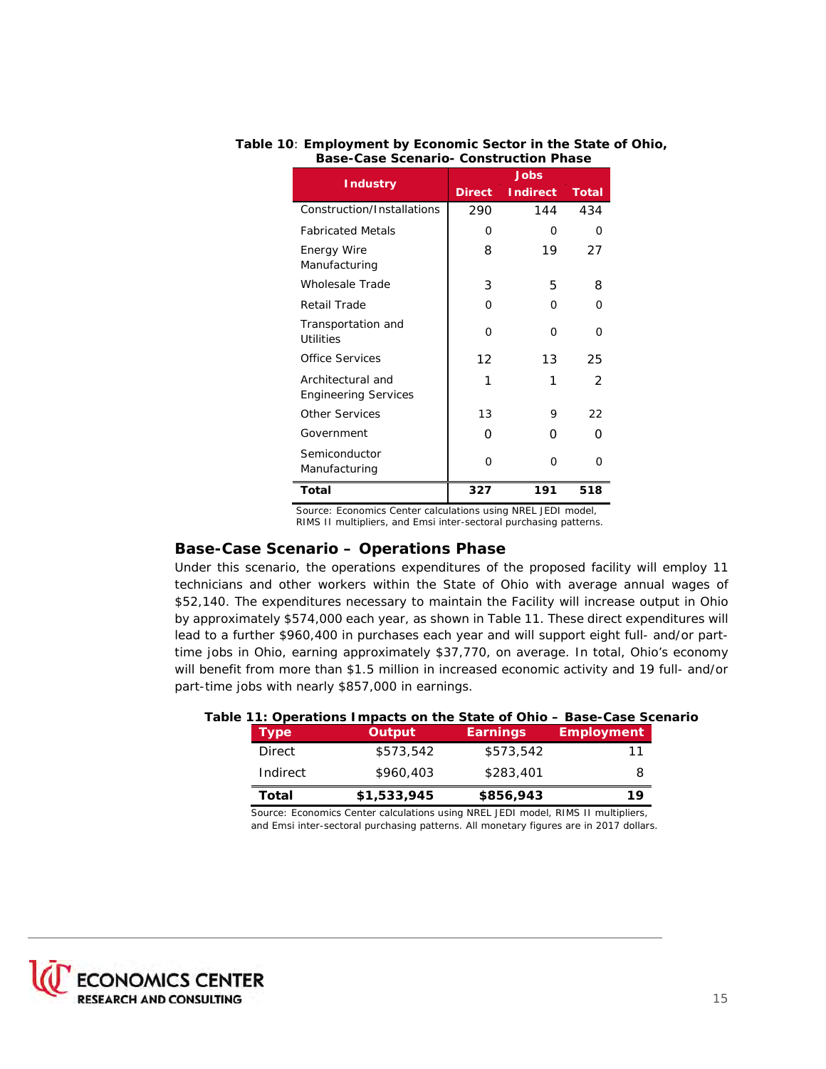**Table 10**: **Employment by Economic Sector in the State of Ohio, Base-Case Scenario- Construction Phase**

| Industry | Jobs | | |
|---|---|---|---|
| | Direct | Indirect | Total |
| Construction/Installations | 290 | 144 | 434 |
| Fabricated Metals | 0 | 0 | 0 |
| Energy Wire Manufacturing | 8 | 19 | 27 |
| Wholesale Trade | 3 | 5 | 8 |
| Retail Trade | 0 | 0 | 0 |
| Transportation and Utilities | 0 | 0 | 0 |
| Office Services | 12 | 13 | 25 |
| Architectural and Engineering Services | 1 | 1 | 2 |
| Other Services | 13 | 9 | 22 |
| Government | 0 | 0 | 0 |
| Semiconductor Manufacturing | 0 | 0 | 0 |
| **Total** | **327** | **191** | **518** |

Source: Economics Center calculations using NREL JEDI model, RIMS II multipliers, and Emsi inter-sectoral purchasing patterns.

## Base-Case Scenario – Operations Phase

Under this scenario, the operations expenditures of the proposed facility will employ 11 technicians and other workers within the State of Ohio with average annual wages of $52,140. The expenditures necessary to maintain the Facility will increase output in Ohio by approximately $574,000 each year, as shown in Table 11. These direct expenditures will lead to a further $960,400 in purchases each year and will support eight full- and/or part-time jobs in Ohio, earning approximately $37,770, on average. In total, Ohio's economy will benefit from more than $1.5 million in increased economic activity and 19 full- and/or part-time jobs with nearly $857,000 in earnings.

**Table 11: Operations Impacts on the State of Ohio – Base-Case Scenario**

| Type | Output | Earnings | Employment |
|---|---|---|---|
| Direct | $573,542 | $573,542 | 11 |
| Indirect | $960,403 | $283,401 | 8 |
| **Total** | **$1,533,945** | **$856,943** | **19** |

Source: Economics Center calculations using NREL JEDI model, RIMS II multipliers, and Emsi inter-sectoral purchasing patterns. All monetary figures are in 2017 dollars.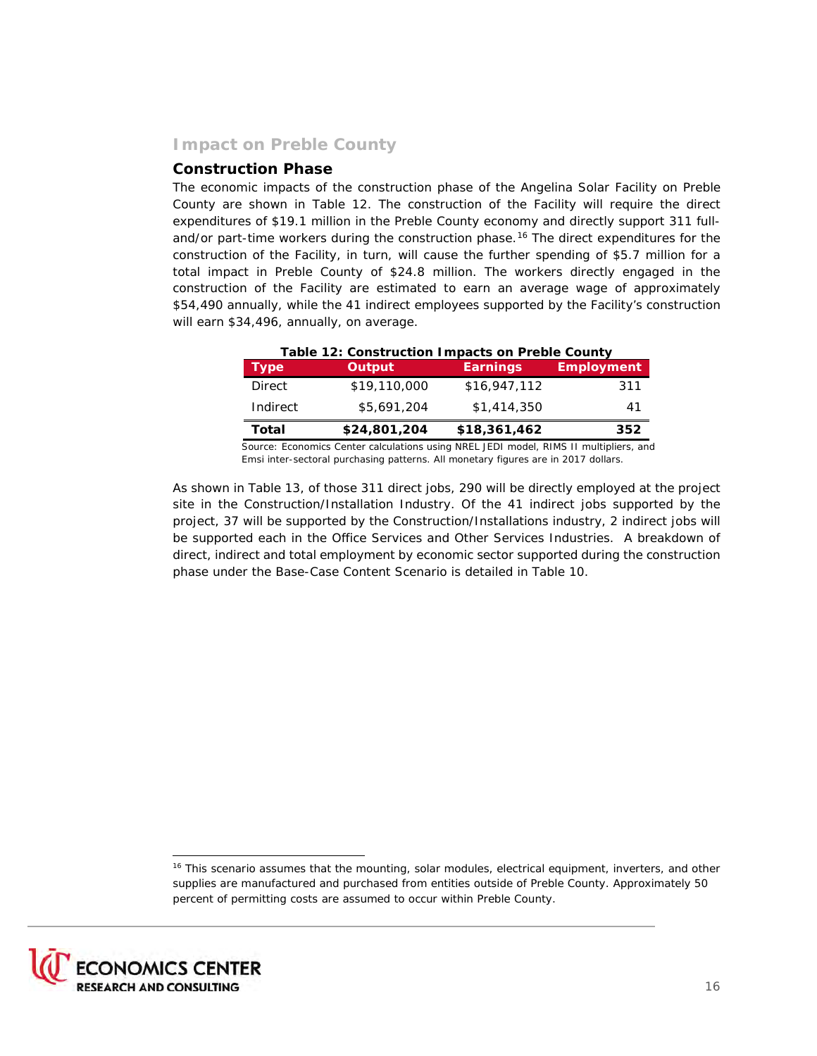## Impact on Preble County

### Construction Phase

The economic impacts of the construction phase of the Angelina Solar Facility on Preble County are shown in Table 12. The construction of the Facility will require the direct expenditures of $19.1 million in the Preble County economy and directly support 311 full- and/or part-time workers during the construction phase.[16] The direct expenditures for the construction of the Facility, in turn, will cause the further spending of $5.7 million for a total impact in Preble County of $24.8 million. The workers directly engaged in the construction of the Facility are estimated to earn an average wage of approximately $54,490 annually, while the 41 indirect employees supported by the Facility's construction will earn $34,496, annually, on average.

**Table 12: Construction Impacts on Preble County**

| Type | Output | Earnings | Employment |
|---|---|---|---|
| Direct | $19,110,000 | $16,947,112 | 311 |
| Indirect | $5,691,204 | $1,414,350 | 41 |
| **Total** | **$24,801,204** | **$18,361,462** | **352** |

Source: Economics Center calculations using NREL JEDI model, RIMS II multipliers, and Emsi inter-sectoral purchasing patterns. All monetary figures are in 2017 dollars.

As shown in Table 13, of those 311 direct jobs, 290 will be directly employed at the project site in the Construction/Installation Industry. Of the 41 indirect jobs supported by the project, 37 will be supported by the Construction/Installations industry, 2 indirect jobs will be supported each in the Office Services and Other Services Industries. A breakdown of direct, indirect and total employment by economic sector supported during the construction phase under the Base-Case Content Scenario is detailed in Table 10.

[16] This scenario assumes that the mounting, solar modules, electrical equipment, inverters, and other supplies are manufactured and purchased from entities outside of Preble County. Approximately 50 percent of permitting costs are assumed to occur within Preble County.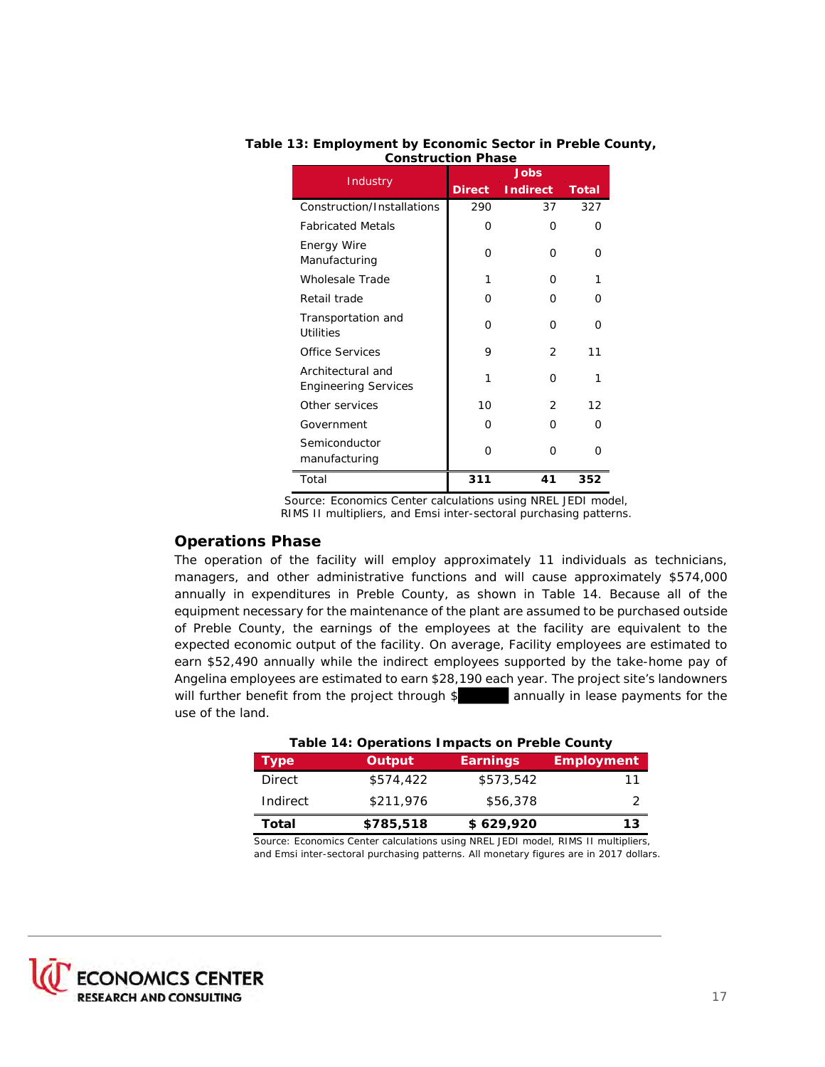**Table 13: Employment by Economic Sector in Preble County, Construction Phase**

| Industry | Jobs | | |
|---|---|---|---|
| | Direct | Indirect | Total |
| Construction/Installations | 290 | 37 | 327 |
| Fabricated Metals | 0 | 0 | 0 |
| Energy Wire Manufacturing | 0 | 0 | 0 |
| Wholesale Trade | 1 | 0 | 1 |
| Retail trade | 0 | 0 | 0 |
| Transportation and Utilities | 0 | 0 | 0 |
| Office Services | 9 | 2 | 11 |
| Architectural and Engineering Services | 1 | 0 | 1 |
| Other services | 10 | 2 | 12 |
| Government | 0 | 0 | 0 |
| Semiconductor manufacturing | 0 | 0 | 0 |
| Total | **311** | **41** | **352** |

Source: Economics Center calculations using NREL JEDI model, RIMS II multipliers, and Emsi inter-sectoral purchasing patterns.

## Operations Phase

The operation of the facility will employ approximately 11 individuals as technicians, managers, and other administrative functions and will cause approximately $574,000 annually in expenditures in Preble County, as shown in Table 14. Because all of the equipment necessary for the maintenance of the plant are assumed to be purchased outside of Preble County, the earnings of the employees at the facility are equivalent to the expected economic output of the facility. On average, Facility employees are estimated to earn $52,490 annually while the indirect employees supported by the take-home pay of Angelina employees are estimated to earn $28,190 each year. The project site's landowners will further benefit from the project through $[redacted] annually in lease payments for the use of the land.

**Table 14: Operations Impacts on Preble County**

| Type | Output | Earnings | Employment |
|---|---|---|---|
| Direct | $574,422 | $573,542 | 11 |
| Indirect | $211,976 | $56,378 | 2 |
| **Total** | **$785,518** | **$ 629,920** | **13** |

Source: Economics Center calculations using NREL JEDI model, RIMS II multipliers, and Emsi inter-sectoral purchasing patterns. All monetary figures are in 2017 dollars.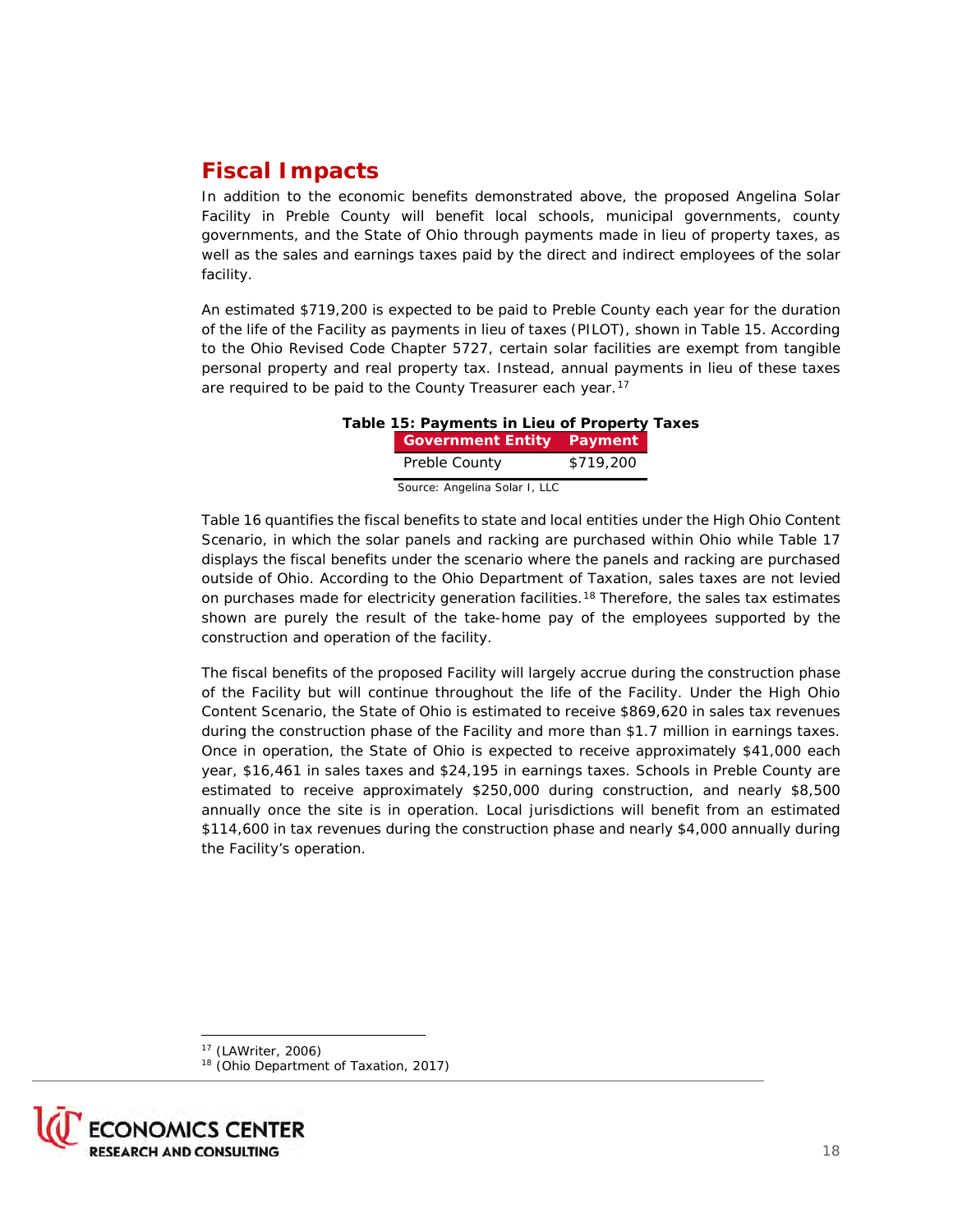## Fiscal Impacts

In addition to the economic benefits demonstrated above, the proposed Angelina Solar Facility in Preble County will benefit local schools, municipal governments, county governments, and the State of Ohio through payments made in lieu of property taxes, as well as the sales and earnings taxes paid by the direct and indirect employees of the solar facility.

An estimated $719,200 is expected to be paid to Preble County each year for the duration of the life of the Facility as payments in lieu of taxes (PILOT), shown in Table 15. According to the Ohio Revised Code Chapter 5727, certain solar facilities are exempt from tangible personal property and real property tax. Instead, annual payments in lieu of these taxes are required to be paid to the County Treasurer each year.[17]

**Table 15: Payments in Lieu of Property Taxes**

| Government Entity | Payment |
|---|---|
| Preble County | $719,200 |

Source: Angelina Solar I, LLC

Table 16 quantifies the fiscal benefits to state and local entities under the High Ohio Content Scenario, in which the solar panels and racking are purchased within Ohio while Table 17 displays the fiscal benefits under the scenario where the panels and racking are purchased outside of Ohio. According to the Ohio Department of Taxation, sales taxes are not levied on purchases made for electricity generation facilities.[18] Therefore, the sales tax estimates shown are purely the result of the take-home pay of the employees supported by the construction and operation of the facility.

The fiscal benefits of the proposed Facility will largely accrue during the construction phase of the Facility but will continue throughout the life of the Facility. Under the High Ohio Content Scenario, the State of Ohio is estimated to receive $869,620 in sales tax revenues during the construction phase of the Facility and more than $1.7 million in earnings taxes. Once in operation, the State of Ohio is expected to receive approximately $41,000 each year, $16,461 in sales taxes and $24,195 in earnings taxes. Schools in Preble County are estimated to receive approximately $250,000 during construction, and nearly $8,500 annually once the site is in operation. Local jurisdictions will benefit from an estimated $114,600 in tax revenues during the construction phase and nearly $4,000 annually during the Facility's operation.

[17] (LAWriter, 2006)

[18] (Ohio Department of Taxation, 2017)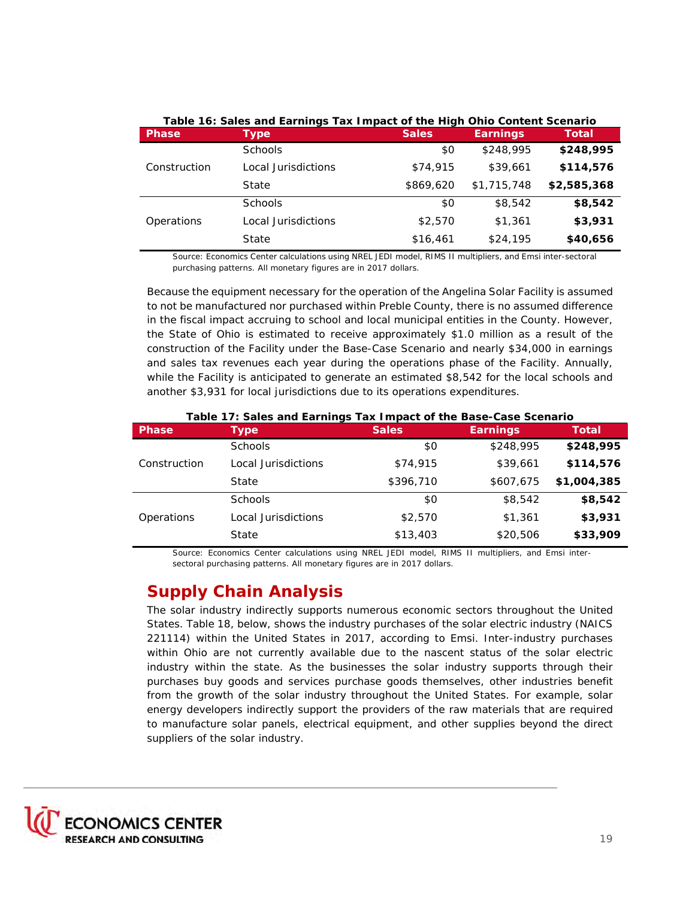**Table 16: Sales and Earnings Tax Impact of the High Ohio Content Scenario**

| Phase | Type | Sales | Earnings | Total |
|---|---|---|---|---|
| Construction | Schools | $0 | $248,995 | **$248,995** |
| | Local Jurisdictions | $74,915 | $39,661 | **$114,576** |
| | State | $869,620 | $1,715,748 | **$2,585,368** |
| Operations | Schools | $0 | $8,542 | **$8,542** |
| | Local Jurisdictions | $2,570 | $1,361 | **$3,931** |
| | State | $16,461 | $24,195 | **$40,656** |

Source: Economics Center calculations using NREL JEDI model, RIMS II multipliers, and Emsi inter-sectoral purchasing patterns. All monetary figures are in 2017 dollars.

Because the equipment necessary for the operation of the Angelina Solar Facility is assumed to not be manufactured nor purchased within Preble County, there is no assumed difference in the fiscal impact accruing to school and local municipal entities in the County. However, the State of Ohio is estimated to receive approximately $1.0 million as a result of the construction of the Facility under the Base-Case Scenario and nearly $34,000 in earnings and sales tax revenues each year during the operations phase of the Facility. Annually, while the Facility is anticipated to generate an estimated $8,542 for the local schools and another $3,931 for local jurisdictions due to its operations expenditures.

**Table 17: Sales and Earnings Tax Impact of the Base-Case Scenario**

| Phase | Type | Sales | Earnings | Total |
|---|---|---|---|---|
| Construction | Schools | $0 | $248,995 | **$248,995** |
| | Local Jurisdictions | $74,915 | $39,661 | **$114,576** |
| | State | $396,710 | $607,675 | **$1,004,385** |
| Operations | Schools | $0 | $8,542 | **$8,542** |
| | Local Jurisdictions | $2,570 | $1,361 | **$3,931** |
| | State | $13,403 | $20,506 | **$33,909** |

Source: Economics Center calculations using NREL JEDI model, RIMS II multipliers, and Emsi inter-sectoral purchasing patterns. All monetary figures are in 2017 dollars.

## Supply Chain Analysis

The solar industry indirectly supports numerous economic sectors throughout the United States. Table 18, below, shows the industry purchases of the solar electric industry (NAICS 221114) within the United States in 2017, according to Emsi. Inter-industry purchases within Ohio are not currently available due to the nascent status of the solar electric industry within the state. As the businesses the solar industry supports through their purchases buy goods and services purchase goods themselves, other industries benefit from the growth of the solar industry throughout the United States. For example, solar energy developers indirectly support the providers of the raw materials that are required to manufacture solar panels, electrical equipment, and other supplies beyond the direct suppliers of the solar industry.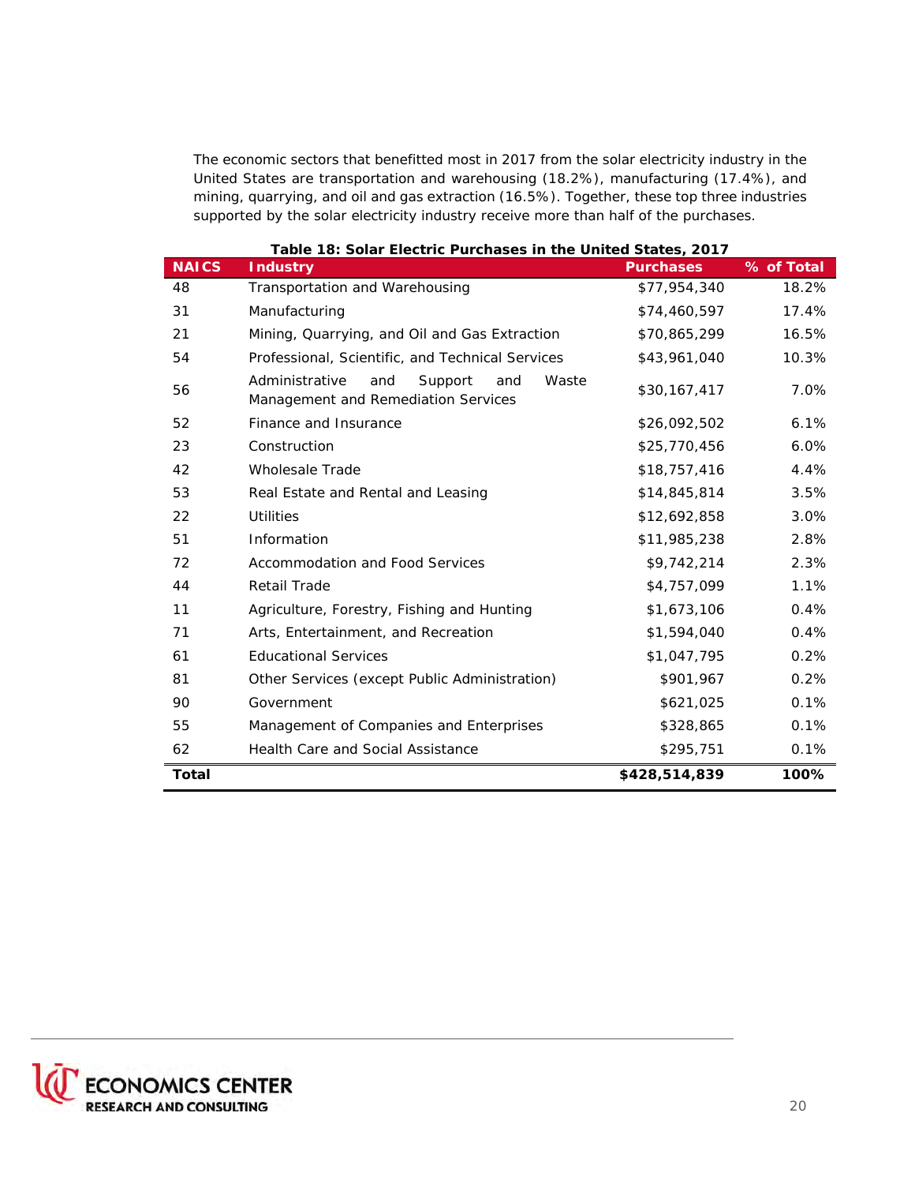The economic sectors that benefitted most in 2017 from the solar electricity industry in the United States are transportation and warehousing (18.2%), manufacturing (17.4%), and mining, quarrying, and oil and gas extraction (16.5%). Together, these top three industries supported by the solar electricity industry receive more than half of the purchases.

**Table 18: Solar Electric Purchases in the United States, 2017**

| NAICS | Industry | Purchases | % of Total |
|---|---|---|---|
| 48 | Transportation and Warehousing | $77,954,340 | 18.2% |
| 31 | Manufacturing | $74,460,597 | 17.4% |
| 21 | Mining, Quarrying, and Oil and Gas Extraction | $70,865,299 | 16.5% |
| 54 | Professional, Scientific, and Technical Services | $43,961,040 | 10.3% |
| 56 | Administrative and Support and Waste Management and Remediation Services | $30,167,417 | 7.0% |
| 52 | Finance and Insurance | $26,092,502 | 6.1% |
| 23 | Construction | $25,770,456 | 6.0% |
| 42 | Wholesale Trade | $18,757,416 | 4.4% |
| 53 | Real Estate and Rental and Leasing | $14,845,814 | 3.5% |
| 22 | Utilities | $12,692,858 | 3.0% |
| 51 | Information | $11,985,238 | 2.8% |
| 72 | Accommodation and Food Services | $9,742,214 | 2.3% |
| 44 | Retail Trade | $4,757,099 | 1.1% |
| 11 | Agriculture, Forestry, Fishing and Hunting | $1,673,106 | 0.4% |
| 71 | Arts, Entertainment, and Recreation | $1,594,040 | 0.4% |
| 61 | Educational Services | $1,047,795 | 0.2% |
| 81 | Other Services (except Public Administration) | $901,967 | 0.2% |
| 90 | Government | $621,025 | 0.1% |
| 55 | Management of Companies and Enterprises | $328,865 | 0.1% |
| 62 | Health Care and Social Assistance | $295,751 | 0.1% |
| **Total** | | **$428,514,839** | **100%** |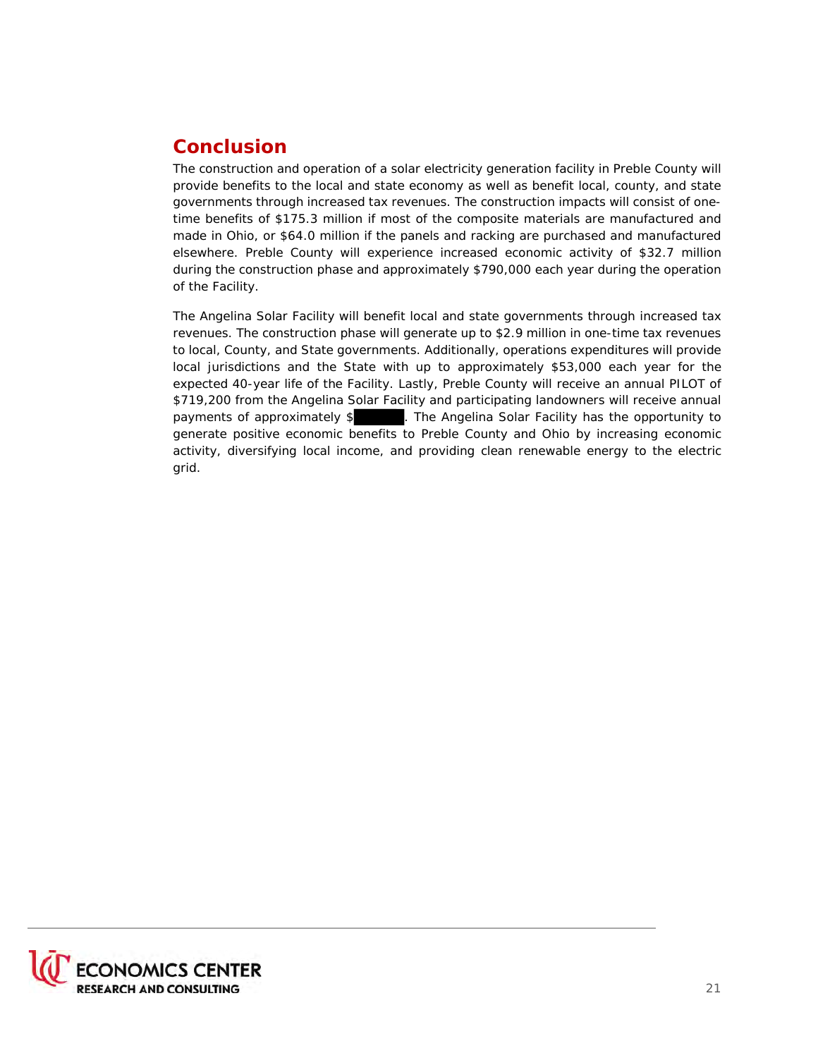## Conclusion

The construction and operation of a solar electricity generation facility in Preble County will provide benefits to the local and state economy as well as benefit local, county, and state governments through increased tax revenues. The construction impacts will consist of one-time benefits of $175.3 million if most of the composite materials are manufactured and made in Ohio, or $64.0 million if the panels and racking are purchased and manufactured elsewhere. Preble County will experience increased economic activity of $32.7 million during the construction phase and approximately $790,000 each year during the operation of the Facility.

The Angelina Solar Facility will benefit local and state governments through increased tax revenues. The construction phase will generate up to $2.9 million in one-time tax revenues to local, County, and State governments. Additionally, operations expenditures will provide local jurisdictions and the State with up to approximately $53,000 each year for the expected 40-year life of the Facility. Lastly, Preble County will receive an annual PILOT of $719,200 from the Angelina Solar Facility and participating landowners will receive annual payments of approximately $[REDACTED]. The Angelina Solar Facility has the opportunity to generate positive economic benefits to Preble County and Ohio by increasing economic activity, diversifying local income, and providing clean renewable energy to the electric grid.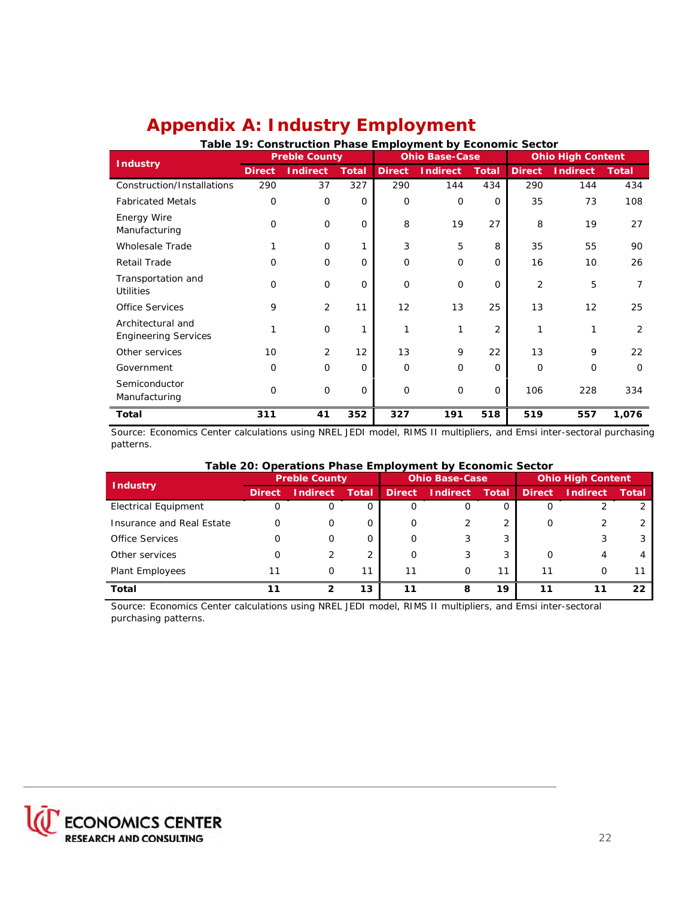# Appendix A: Industry Employment

**Table 19: Construction Phase Employment by Economic Sector**

| Industry | Preble County | | | Ohio Base-Case | | | Ohio High Content | | |
|---|---|---|---|---|---|---|---|---|---|
| | Direct | Indirect | Total | Direct | Indirect | Total | Direct | Indirect | Total |
| Construction/Installations | 290 | 37 | 327 | 290 | 144 | 434 | 290 | 144 | 434 |
| Fabricated Metals | 0 | 0 | 0 | 0 | 0 | 0 | 35 | 73 | 108 |
| Energy Wire Manufacturing | 0 | 0 | 0 | 8 | 19 | 27 | 8 | 19 | 27 |
| Wholesale Trade | 1 | 0 | 1 | 3 | 5 | 8 | 35 | 55 | 90 |
| Retail Trade | 0 | 0 | 0 | 0 | 0 | 0 | 16 | 10 | 26 |
| Transportation and Utilities | 0 | 0 | 0 | 0 | 0 | 0 | 2 | 5 | 7 |
| Office Services | 9 | 2 | 11 | 12 | 13 | 25 | 13 | 12 | 25 |
| Architectural and Engineering Services | 1 | 0 | 1 | 1 | 1 | 2 | 1 | 1 | 2 |
| Other services | 10 | 2 | 12 | 13 | 9 | 22 | 13 | 9 | 22 |
| Government | 0 | 0 | 0 | 0 | 0 | 0 | 0 | 0 | 0 |
| Semiconductor Manufacturing | 0 | 0 | 0 | 0 | 0 | 0 | 106 | 228 | 334 |
| **Total** | **311** | **41** | **352** | **327** | **191** | **518** | **519** | **557** | **1,076** |

Source: Economics Center calculations using NREL JEDI model, RIMS II multipliers, and Emsi inter-sectoral purchasing patterns.

**Table 20: Operations Phase Employment by Economic Sector**

| Industry | Preble County | | | Ohio Base-Case | | | Ohio High Content | | |
|---|---|---|---|---|---|---|---|---|---|
| | Direct | Indirect | Total | Direct | Indirect | Total | Direct | Indirect | Total |
| Electrical Equipment | 0 | 0 | 0 | 0 | 0 | 0 | 0 | 2 | 2 |
| Insurance and Real Estate | 0 | 0 | 0 | 0 | 2 | 2 | 0 | 2 | 2 |
| Office Services | 0 | 0 | 0 | 0 | 3 | 3 | | 3 | 3 |
| Other services | 0 | 2 | 2 | 0 | 3 | 3 | 0 | 4 | 4 |
| Plant Employees | 11 | 0 | 11 | 11 | 0 | 11 | 11 | 0 | 11 |
| **Total** | **11** | **2** | **13** | **11** | **8** | **19** | **11** | **11** | **22** |

Source: Economics Center calculations using NREL JEDI model, RIMS II multipliers, and Emsi inter-sectoral purchasing patterns.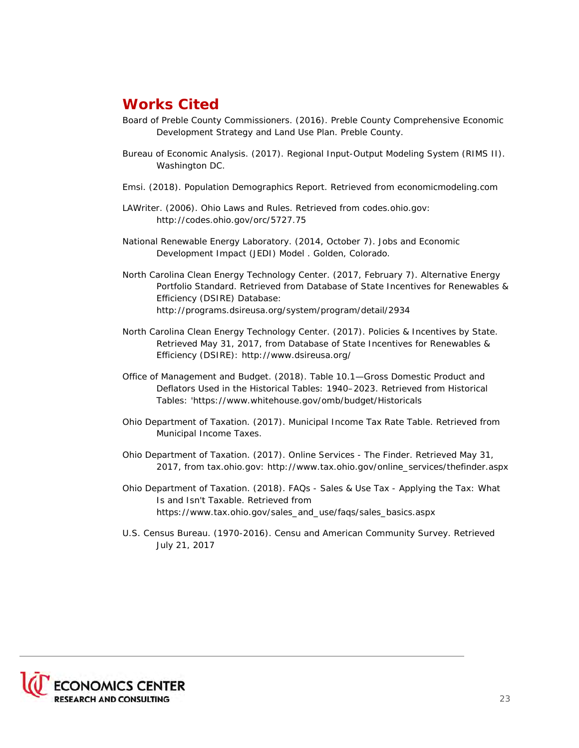# Works Cited

Board of Preble County Commissioners. (2016). Preble County Comprehensive Economic Development Strategy and Land Use Plan. Preble County.

Bureau of Economic Analysis. (2017). Regional Input-Output Modeling System (RIMS II). Washington DC.

Emsi. (2018). Population Demographics Report. Retrieved from economicmodeling.com

LAWriter. (2006). Ohio Laws and Rules. Retrieved from codes.ohio.gov: http://codes.ohio.gov/orc/5727.75

National Renewable Energy Laboratory. (2014, October 7). Jobs and Economic Development Impact (JEDI) Model . Golden, Colorado.

North Carolina Clean Energy Technology Center. (2017, February 7). Alternative Energy Portfolio Standard. Retrieved from Database of State Incentives for Renewables & Efficiency (DSIRE) Database: http://programs.dsireusa.org/system/program/detail/2934

North Carolina Clean Energy Technology Center. (2017). Policies & Incentives by State. Retrieved May 31, 2017, from Database of State Incentives for Renewables & Efficiency (DSIRE): http://www.dsireusa.org/

Office of Management and Budget. (2018). Table 10.1—Gross Domestic Product and Deflators Used in the Historical Tables: 1940–2023. Retrieved from Historical Tables: 'https://www.whitehouse.gov/omb/budget/Historicals

Ohio Department of Taxation. (2017). Municipal Income Tax Rate Table. Retrieved from Municipal Income Taxes.

Ohio Department of Taxation. (2017). Online Services - The Finder. Retrieved May 31, 2017, from tax.ohio.gov: http://www.tax.ohio.gov/online_services/thefinder.aspx

Ohio Department of Taxation. (2018). FAQs - Sales & Use Tax - Applying the Tax: What Is and Isn't Taxable. Retrieved from https://www.tax.ohio.gov/sales_and_use/faqs/sales_basics.aspx

U.S. Census Bureau. (1970-2016). Censu and American Community Survey. Retrieved July 21, 2017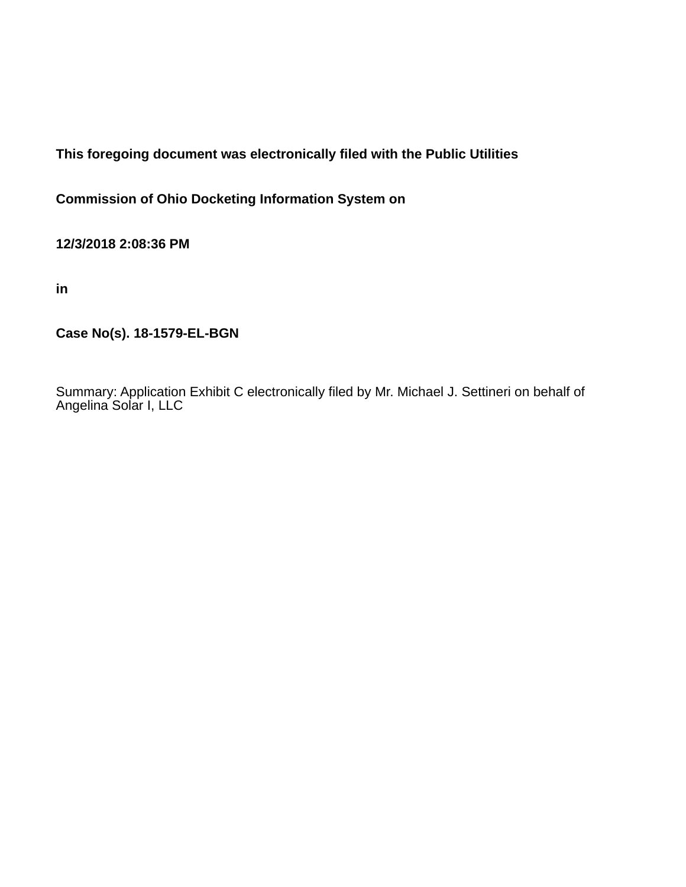**This foregoing document was electronically filed with the Public Utilities**

**Commission of Ohio Docketing Information System on**

**12/3/2018 2:08:36 PM**

**in**

**Case No(s). 18-1579-EL-BGN**

Summary: Application Exhibit C electronically filed by Mr. Michael J. Settineri on behalf of Angelina Solar I, LLC